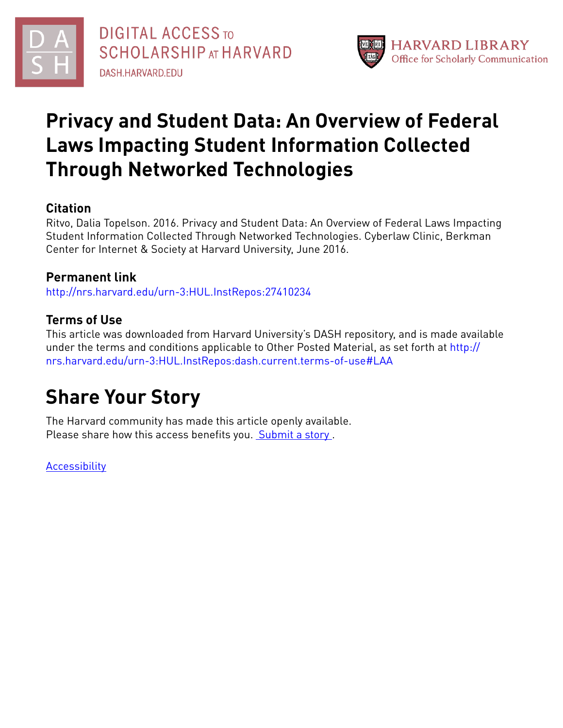DIGITAL ACCESS TO SCHOLARSHIP AT HARVARD
DASH.HARVARD.EDU

HARVARD LIBRARY
Office for Scholarly Communication

# Privacy and Student Data: An Overview of Federal Laws Impacting Student Information Collected Through Networked Technologies

## Citation

Ritvo, Dalia Topelson. 2016. Privacy and Student Data: An Overview of Federal Laws Impacting Student Information Collected Through Networked Technologies. Cyberlaw Clinic, Berkman Center for Internet & Society at Harvard University, June 2016.

## Permanent link

http://nrs.harvard.edu/urn-3:HUL.InstRepos:27410234

## Terms of Use

This article was downloaded from Harvard University's DASH repository, and is made available under the terms and conditions applicable to Other Posted Material, as set forth at http://nrs.harvard.edu/urn-3:HUL.InstRepos:dash.current.terms-of-use#LAA

# Share Your Story

The Harvard community has made this article openly available.
Please share how this access benefits you. Submit a story .

Accessibility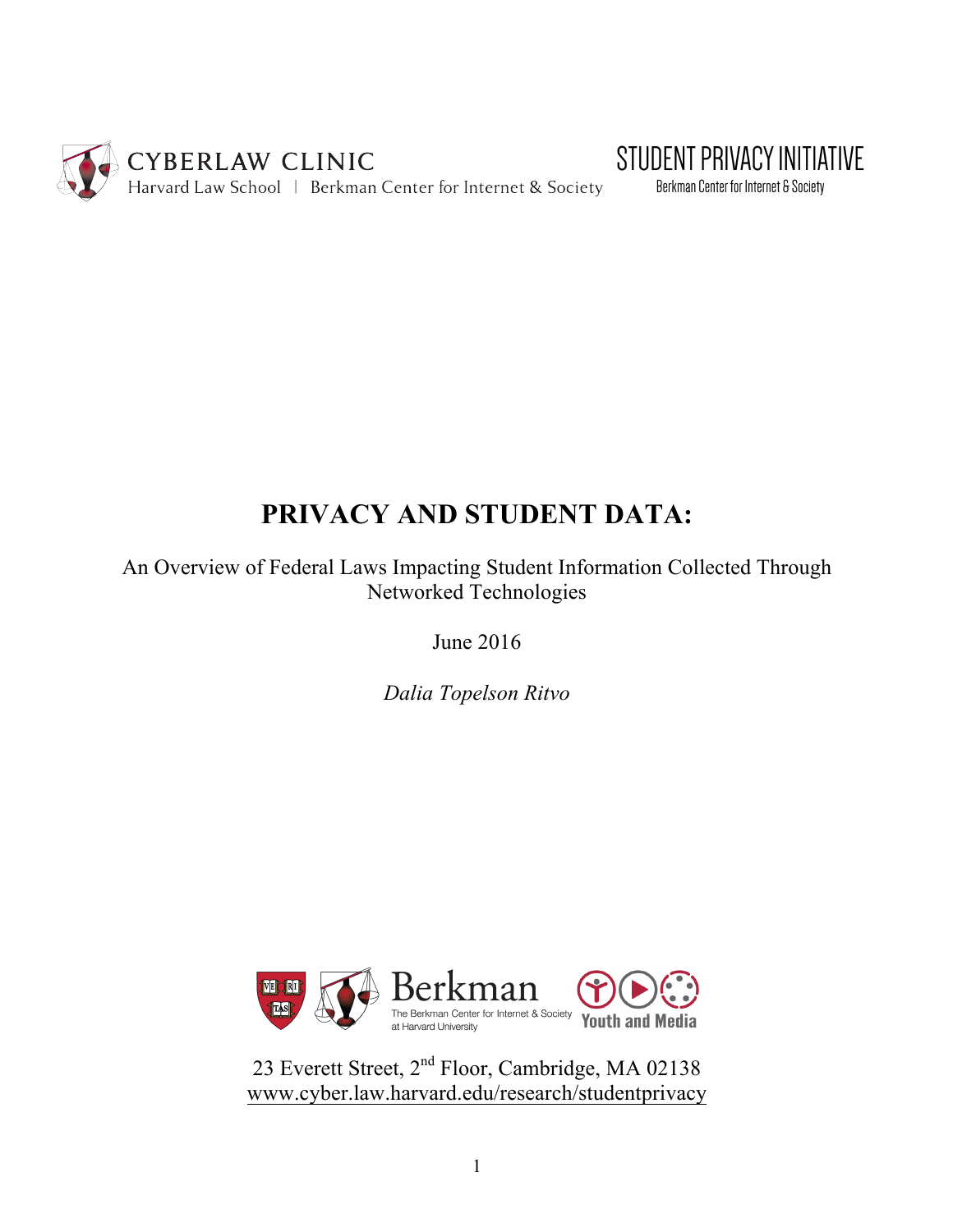CYBERLAW CLINIC
Harvard Law School | Berkman Center for Internet & Society

STUDENT PRIVACY INITIATIVE
Berkman Center for Internet & Society

# PRIVACY AND STUDENT DATA:

An Overview of Federal Laws Impacting Student Information Collected Through Networked Technologies

June 2016

*Dalia Topelson Ritvo*

Berkman
The Berkman Center for Internet & Society at Harvard University

Youth and Media

23 Everett Street, 2[nd] Floor, Cambridge, MA 02138
www.cyber.law.harvard.edu/research/studentprivacy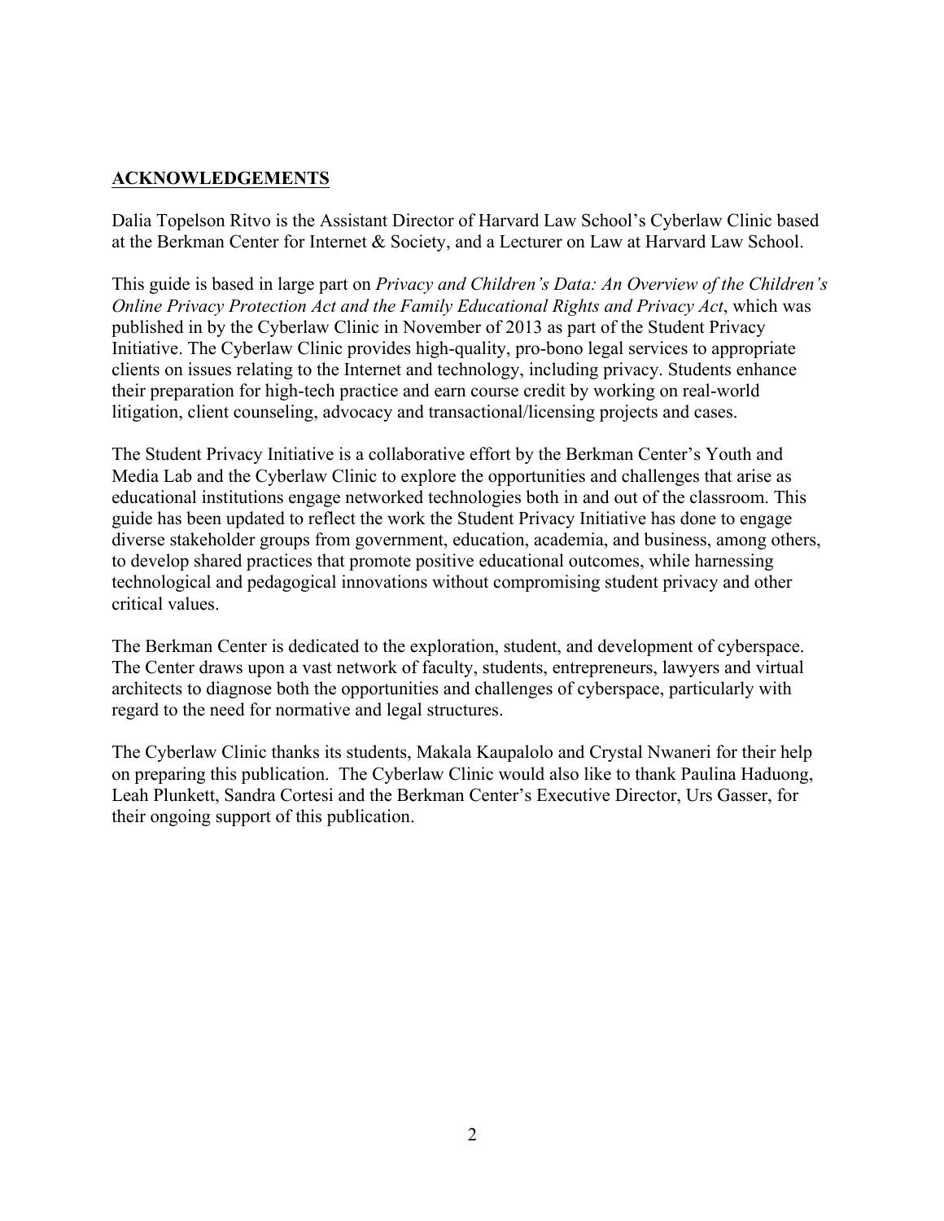## ACKNOWLEDGEMENTS

Dalia Topelson Ritvo is the Assistant Director of Harvard Law School's Cyberlaw Clinic based at the Berkman Center for Internet & Society, and a Lecturer on Law at Harvard Law School.

This guide is based in large part on *Privacy and Children's Data: An Overview of the Children's Online Privacy Protection Act and the Family Educational Rights and Privacy Act*, which was published in by the Cyberlaw Clinic in November of 2013 as part of the Student Privacy Initiative. The Cyberlaw Clinic provides high-quality, pro-bono legal services to appropriate clients on issues relating to the Internet and technology, including privacy. Students enhance their preparation for high-tech practice and earn course credit by working on real-world litigation, client counseling, advocacy and transactional/licensing projects and cases.

The Student Privacy Initiative is a collaborative effort by the Berkman Center's Youth and Media Lab and the Cyberlaw Clinic to explore the opportunities and challenges that arise as educational institutions engage networked technologies both in and out of the classroom. This guide has been updated to reflect the work the Student Privacy Initiative has done to engage diverse stakeholder groups from government, education, academia, and business, among others, to develop shared practices that promote positive educational outcomes, while harnessing technological and pedagogical innovations without compromising student privacy and other critical values.

The Berkman Center is dedicated to the exploration, student, and development of cyberspace. The Center draws upon a vast network of faculty, students, entrepreneurs, lawyers and virtual architects to diagnose both the opportunities and challenges of cyberspace, particularly with regard to the need for normative and legal structures.

The Cyberlaw Clinic thanks its students, Makala Kaupalolo and Crystal Nwaneri for their help on preparing this publication. The Cyberlaw Clinic would also like to thank Paulina Haduong, Leah Plunkett, Sandra Cortesi and the Berkman Center's Executive Director, Urs Gasser, for their ongoing support of this publication.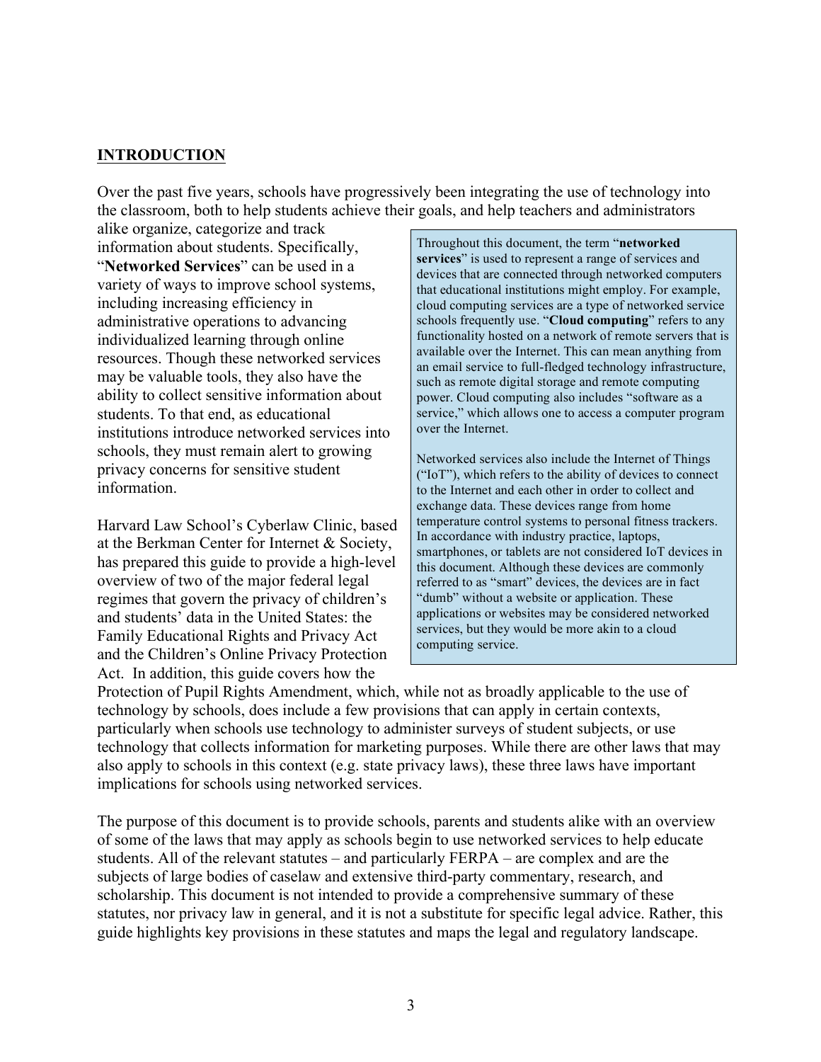## INTRODUCTION

Over the past five years, schools have progressively been integrating the use of technology into the classroom, both to help students achieve their goals, and help teachers and administrators alike organize, categorize and track information about students. Specifically, "**Networked Services**" can be used in a variety of ways to improve school systems, including increasing efficiency in administrative operations to advancing individualized learning through online resources. Though these networked services may be valuable tools, they also have the ability to collect sensitive information about students. To that end, as educational institutions introduce networked services into schools, they must remain alert to growing privacy concerns for sensitive student information.

> Throughout this document, the term "**networked services**" is used to represent a range of services and devices that are connected through networked computers that educational institutions might employ. For example, cloud computing services are a type of networked service schools frequently use. "**Cloud computing**" refers to any functionality hosted on a network of remote servers that is available over the Internet. This can mean anything from an email service to full-fledged technology infrastructure, such as remote digital storage and remote computing power. Cloud computing also includes "software as a service," which allows one to access a computer program over the Internet.
>
> Networked services also include the Internet of Things ("IoT"), which refers to the ability of devices to connect to the Internet and each other in order to collect and exchange data. These devices range from home temperature control systems to personal fitness trackers. In accordance with industry practice, laptops, smartphones, or tablets are not considered IoT devices in this document. Although these devices are commonly referred to as "smart" devices, the devices are in fact "dumb" without a website or application. These applications or websites may be considered networked services, but they would be more akin to a cloud computing service.

Harvard Law School's Cyberlaw Clinic, based at the Berkman Center for Internet & Society, has prepared this guide to provide a high-level overview of two of the major federal legal regimes that govern the privacy of children's and students' data in the United States: the Family Educational Rights and Privacy Act and the Children's Online Privacy Protection Act. In addition, this guide covers how the Protection of Pupil Rights Amendment, which, while not as broadly applicable to the use of technology by schools, does include a few provisions that can apply in certain contexts, particularly when schools use technology to administer surveys of student subjects, or use technology that collects information for marketing purposes. While there are other laws that may also apply to schools in this context (e.g. state privacy laws), these three laws have important implications for schools using networked services.

The purpose of this document is to provide schools, parents and students alike with an overview of some of the laws that may apply as schools begin to use networked services to help educate students. All of the relevant statutes – and particularly FERPA – are complex and are the subjects of large bodies of caselaw and extensive third-party commentary, research, and scholarship. This document is not intended to provide a comprehensive summary of these statutes, nor privacy law in general, and it is not a substitute for specific legal advice. Rather, this guide highlights key provisions in these statutes and maps the legal and regulatory landscape.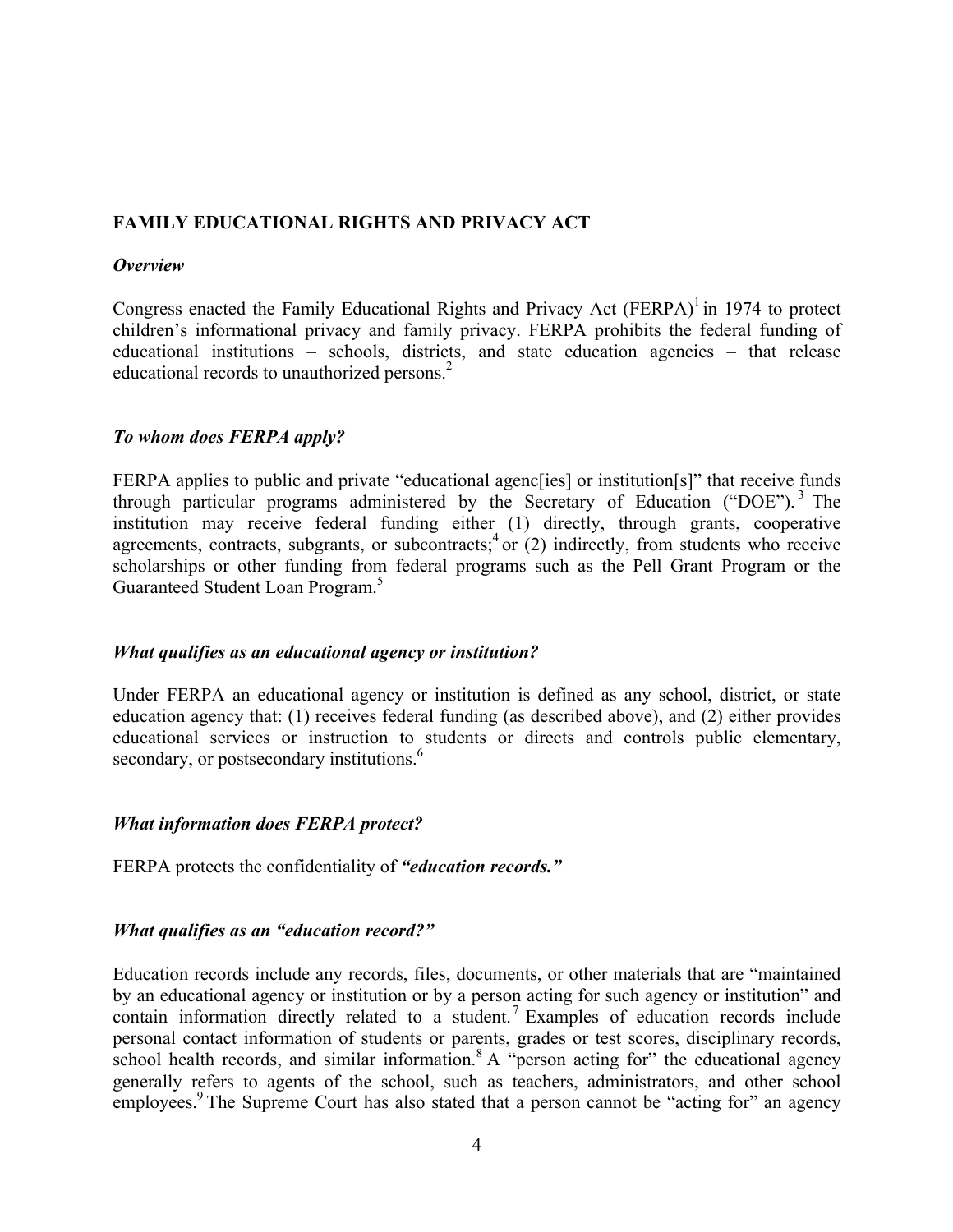## FAMILY EDUCATIONAL RIGHTS AND PRIVACY ACT

### *Overview*

Congress enacted the Family Educational Rights and Privacy Act (FERPA)[1] in 1974 to protect children's informational privacy and family privacy. FERPA prohibits the federal funding of educational institutions – schools, districts, and state education agencies – that release educational records to unauthorized persons.[2]

### *To whom does FERPA apply?*

FERPA applies to public and private "educational agenc[ies] or institution[s]" that receive funds through particular programs administered by the Secretary of Education ("DOE").[3] The institution may receive federal funding either (1) directly, through grants, cooperative agreements, contracts, subgrants, or subcontracts;[4] or (2) indirectly, from students who receive scholarships or other funding from federal programs such as the Pell Grant Program or the Guaranteed Student Loan Program.[5]

### *What qualifies as an educational agency or institution?*

Under FERPA an educational agency or institution is defined as any school, district, or state education agency that: (1) receives federal funding (as described above), and (2) either provides educational services or instruction to students or directs and controls public elementary, secondary, or postsecondary institutions.[6]

### *What information does FERPA protect?*

FERPA protects the confidentiality of ***"education records."***

### *What qualifies as an "education record?"*

Education records include any records, files, documents, or other materials that are "maintained by an educational agency or institution or by a person acting for such agency or institution" and contain information directly related to a student.[7] Examples of education records include personal contact information of students or parents, grades or test scores, disciplinary records, school health records, and similar information.[8] A "person acting for" the educational agency generally refers to agents of the school, such as teachers, administrators, and other school employees.[9] The Supreme Court has also stated that a person cannot be "acting for" an agency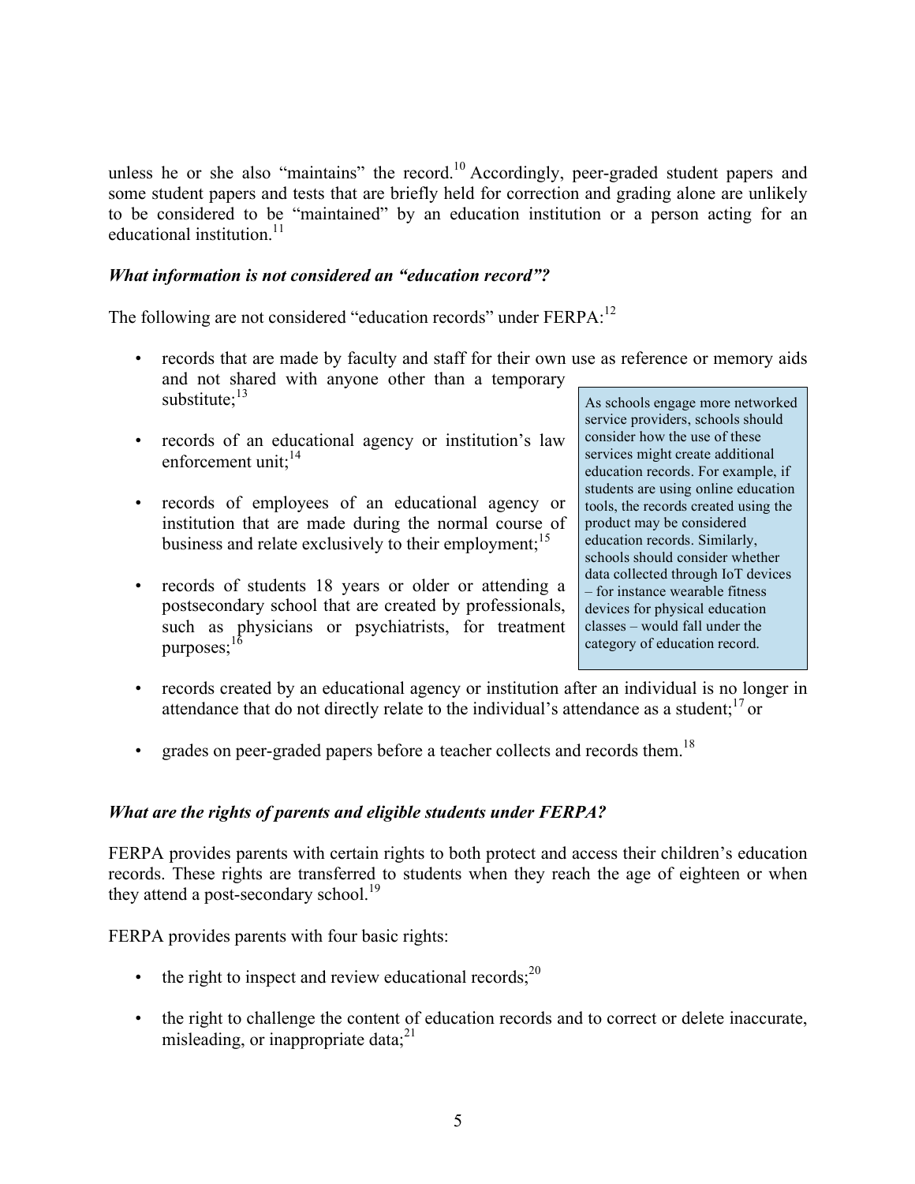unless he or she also "maintains" the record.[10] Accordingly, peer-graded student papers and some student papers and tests that are briefly held for correction and grading alone are unlikely to be considered to be "maintained" by an education institution or a person acting for an educational institution.[11]

### *What information is not considered an "education record"?*

The following are not considered "education records" under FERPA:[12]

- records that are made by faculty and staff for their own use as reference or memory aids and not shared with anyone other than a temporary substitute;[13]
- records of an educational agency or institution's law enforcement unit;[14]
- records of employees of an educational agency or institution that are made during the normal course of business and relate exclusively to their employment;[15]
- records of students 18 years or older or attending a postsecondary school that are created by professionals, such as physicians or psychiatrists, for treatment purposes;[16]
- records created by an educational agency or institution after an individual is no longer in attendance that do not directly relate to the individual's attendance as a student;[17] or
- grades on peer-graded papers before a teacher collects and records them.[18]

> As schools engage more networked service providers, schools should consider how the use of these services might create additional education records. For example, if students are using online education tools, the records created using the product may be considered education records. Similarly, schools should consider whether data collected through IoT devices – for instance wearable fitness devices for physical education classes – would fall under the category of education record.

### *What are the rights of parents and eligible students under FERPA?*

FERPA provides parents with certain rights to both protect and access their children's education records. These rights are transferred to students when they reach the age of eighteen or when they attend a post-secondary school.[19]

FERPA provides parents with four basic rights:

- the right to inspect and review educational records;[20]
- the right to challenge the content of education records and to correct or delete inaccurate, misleading, or inappropriate data;[21]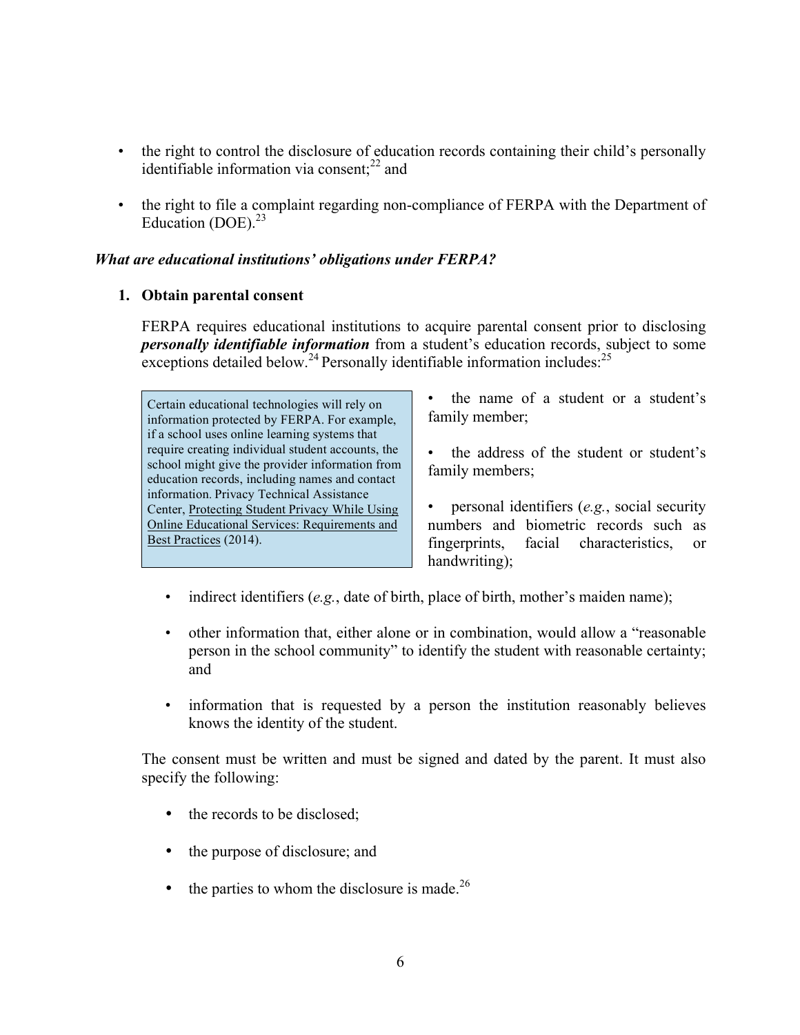- the right to control the disclosure of education records containing their child's personally identifiable information via consent;[22] and

- the right to file a complaint regarding non-compliance of FERPA with the Department of Education (DOE).[23]

***What are educational institutions' obligations under FERPA?***

**1. Obtain parental consent**

FERPA requires educational institutions to acquire parental consent prior to disclosing ***personally identifiable information*** from a student's education records, subject to some exceptions detailed below.[24] Personally identifiable information includes:[25]

> Certain educational technologies will rely on information protected by FERPA. For example, if a school uses online learning systems that require creating individual student accounts, the school might give the provider information from education records, including names and contact information. Privacy Technical Assistance Center, Protecting Student Privacy While Using Online Educational Services: Requirements and Best Practices (2014).

- the name of a student or a student's family member;

- the address of the student or student's family members;

- personal identifiers (*e.g.*, social security numbers and biometric records such as fingerprints, facial characteristics, or handwriting);

- indirect identifiers (*e.g.*, date of birth, place of birth, mother's maiden name);

- other information that, either alone or in combination, would allow a "reasonable person in the school community" to identify the student with reasonable certainty; and

- information that is requested by a person the institution reasonably believes knows the identity of the student.

The consent must be written and must be signed and dated by the parent. It must also specify the following:

- the records to be disclosed;

- the purpose of disclosure; and

- the parties to whom the disclosure is made.[26]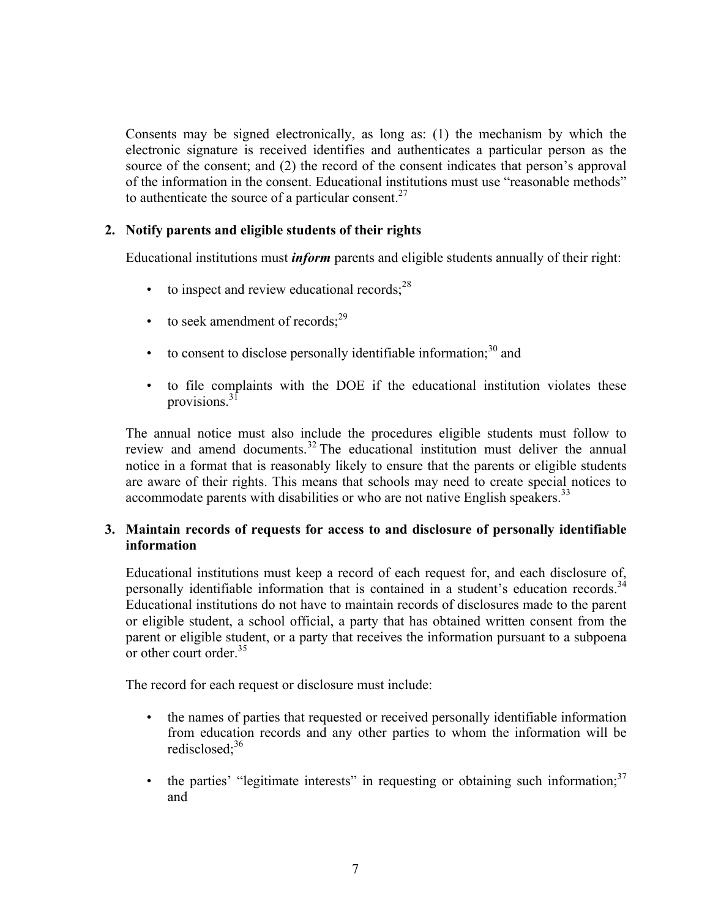Consents may be signed electronically, as long as: (1) the mechanism by which the electronic signature is received identifies and authenticates a particular person as the source of the consent; and (2) the record of the consent indicates that person's approval of the information in the consent. Educational institutions must use "reasonable methods" to authenticate the source of a particular consent.[27]

**2. Notify parents and eligible students of their rights**

Educational institutions must ***inform*** parents and eligible students annually of their right:

- to inspect and review educational records;[28]
- to seek amendment of records;[29]
- to consent to disclose personally identifiable information;[30] and
- to file complaints with the DOE if the educational institution violates these provisions.[31]

The annual notice must also include the procedures eligible students must follow to review and amend documents.[32] The educational institution must deliver the annual notice in a format that is reasonably likely to ensure that the parents or eligible students are aware of their rights. This means that schools may need to create special notices to accommodate parents with disabilities or who are not native English speakers.[33]

**3. Maintain records of requests for access to and disclosure of personally identifiable information**

Educational institutions must keep a record of each request for, and each disclosure of, personally identifiable information that is contained in a student's education records.[34] Educational institutions do not have to maintain records of disclosures made to the parent or eligible student, a school official, a party that has obtained written consent from the parent or eligible student, or a party that receives the information pursuant to a subpoena or other court order.[35]

The record for each request or disclosure must include:

- the names of parties that requested or received personally identifiable information from education records and any other parties to whom the information will be redisclosed;[36]
- the parties' "legitimate interests" in requesting or obtaining such information;[37] and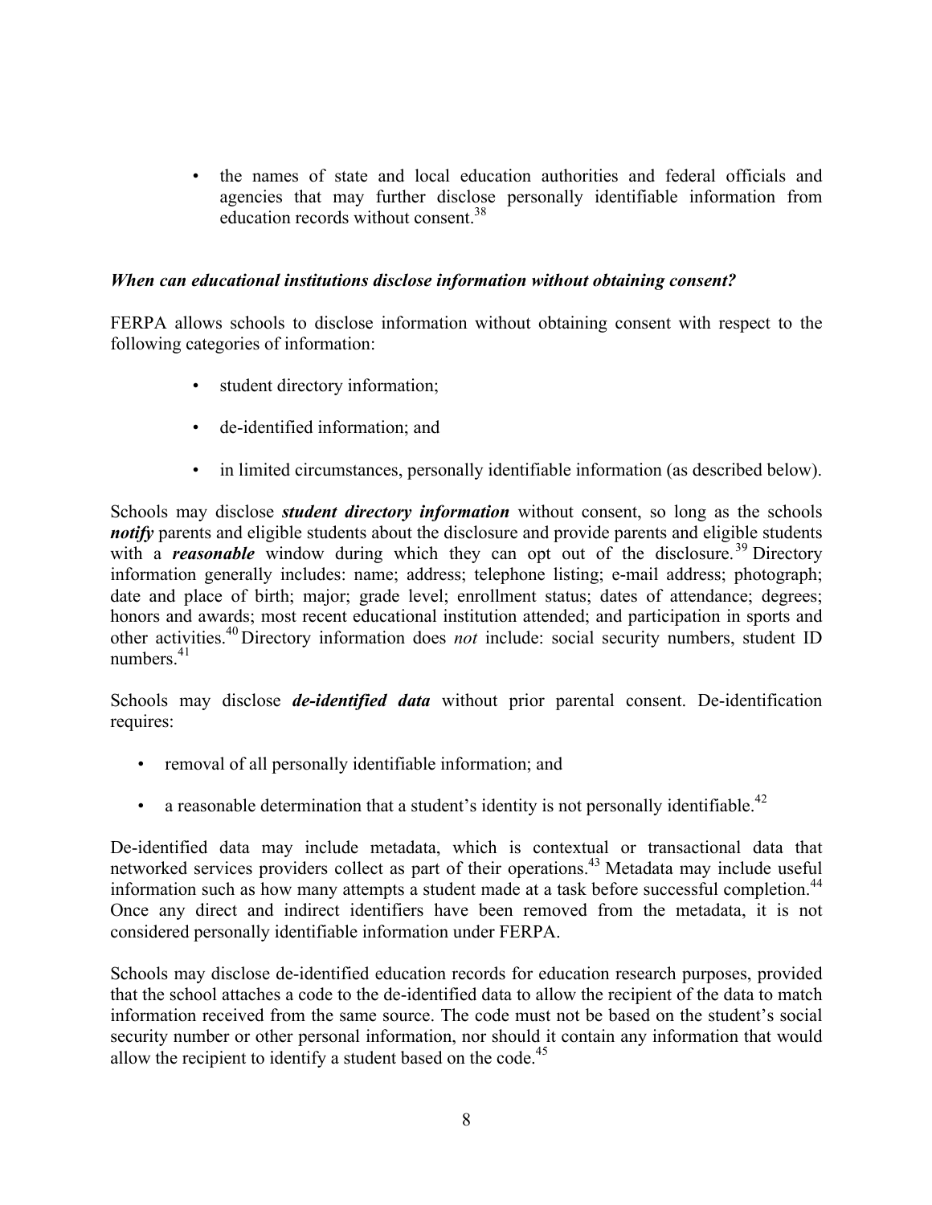- the names of state and local education authorities and federal officials and agencies that may further disclose personally identifiable information from education records without consent.[38]

***When can educational institutions disclose information without obtaining consent?***

FERPA allows schools to disclose information without obtaining consent with respect to the following categories of information:

- student directory information;
- de-identified information; and
- in limited circumstances, personally identifiable information (as described below).

Schools may disclose ***student directory information*** without consent, so long as the schools ***notify*** parents and eligible students about the disclosure and provide parents and eligible students with a ***reasonable*** window during which they can opt out of the disclosure.[39] Directory information generally includes: name; address; telephone listing; e-mail address; photograph; date and place of birth; major; grade level; enrollment status; dates of attendance; degrees; honors and awards; most recent educational institution attended; and participation in sports and other activities.[40] Directory information does *not* include: social security numbers, student ID numbers.[41]

Schools may disclose ***de-identified data*** without prior parental consent. De-identification requires:

- removal of all personally identifiable information; and
- a reasonable determination that a student's identity is not personally identifiable.[42]

De-identified data may include metadata, which is contextual or transactional data that networked services providers collect as part of their operations.[43] Metadata may include useful information such as how many attempts a student made at a task before successful completion.[44] Once any direct and indirect identifiers have been removed from the metadata, it is not considered personally identifiable information under FERPA.

Schools may disclose de-identified education records for education research purposes, provided that the school attaches a code to the de-identified data to allow the recipient of the data to match information received from the same source. The code must not be based on the student's social security number or other personal information, nor should it contain any information that would allow the recipient to identify a student based on the code.[45]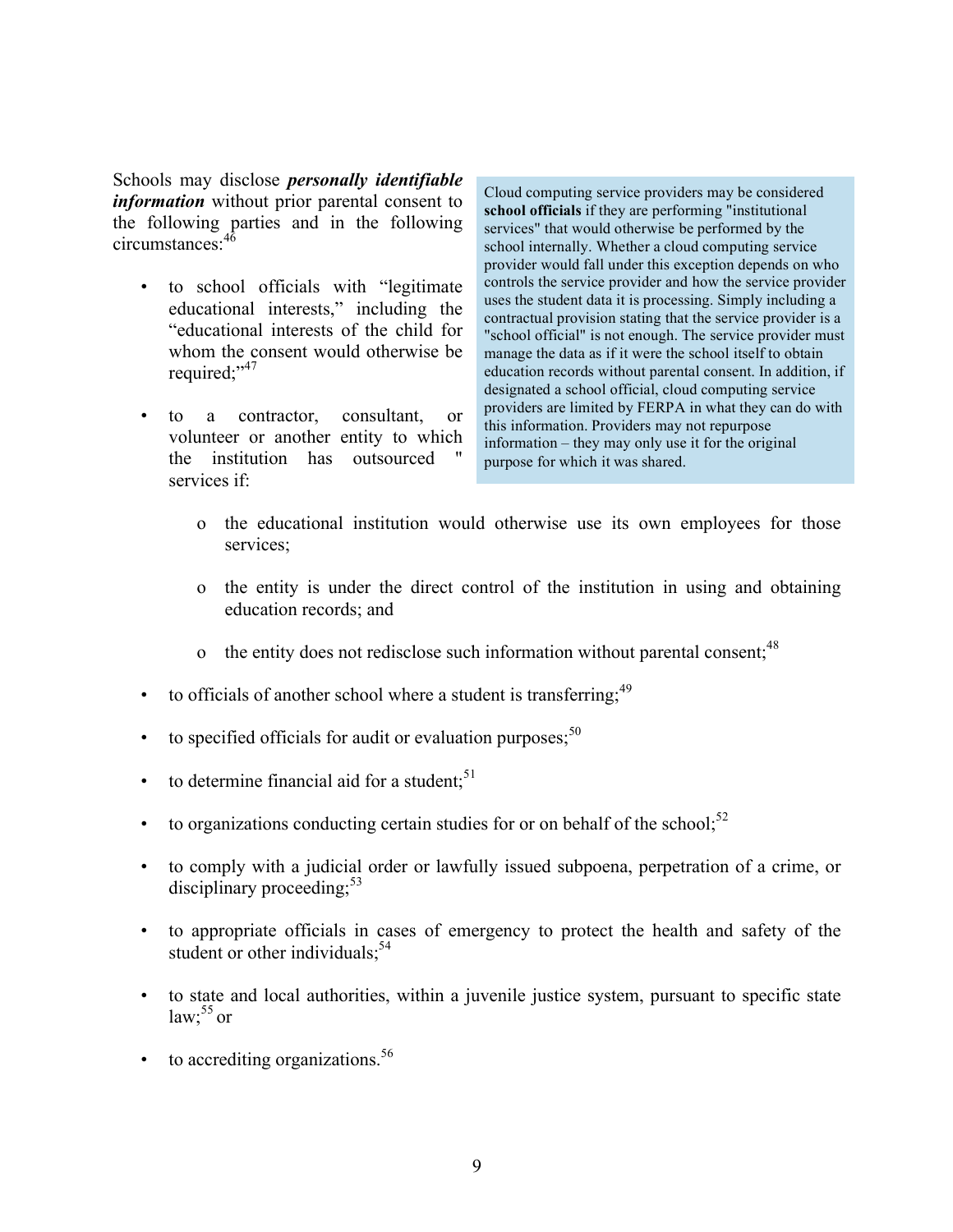Schools may disclose ***personally identifiable information*** without prior parental consent to the following parties and in the following circumstances:[46]

- to school officials with "legitimate educational interests," including the "educational interests of the child for whom the consent would otherwise be required;"[47]
- to a contractor, consultant, or volunteer or another entity to which the institution has outsourced " services if:
    - o the educational institution would otherwise use its own employees for those services;
    - o the entity is under the direct control of the institution in using and obtaining education records; and
    - o the entity does not redisclose such information without parental consent;[48]
- to officials of another school where a student is transferring;[49]
- to specified officials for audit or evaluation purposes;[50]
- to determine financial aid for a student;[51]
- to organizations conducting certain studies for or on behalf of the school;[52]
- to comply with a judicial order or lawfully issued subpoena, perpetration of a crime, or disciplinary proceeding;[53]
- to appropriate officials in cases of emergency to protect the health and safety of the student or other individuals;[54]
- to state and local authorities, within a juvenile justice system, pursuant to specific state law;[55] or
- to accrediting organizations.[56]

> Cloud computing service providers may be considered **school officials** if they are performing "institutional services" that would otherwise be performed by the school internally. Whether a cloud computing service provider would fall under this exception depends on who controls the service provider and how the service provider uses the student data it is processing. Simply including a contractual provision stating that the service provider is a "school official" is not enough. The service provider must manage the data as if it were the school itself to obtain education records without parental consent. In addition, if designated a school official, cloud computing service providers are limited by FERPA in what they can do with this information. Providers may not repurpose information – they may only use it for the original purpose for which it was shared.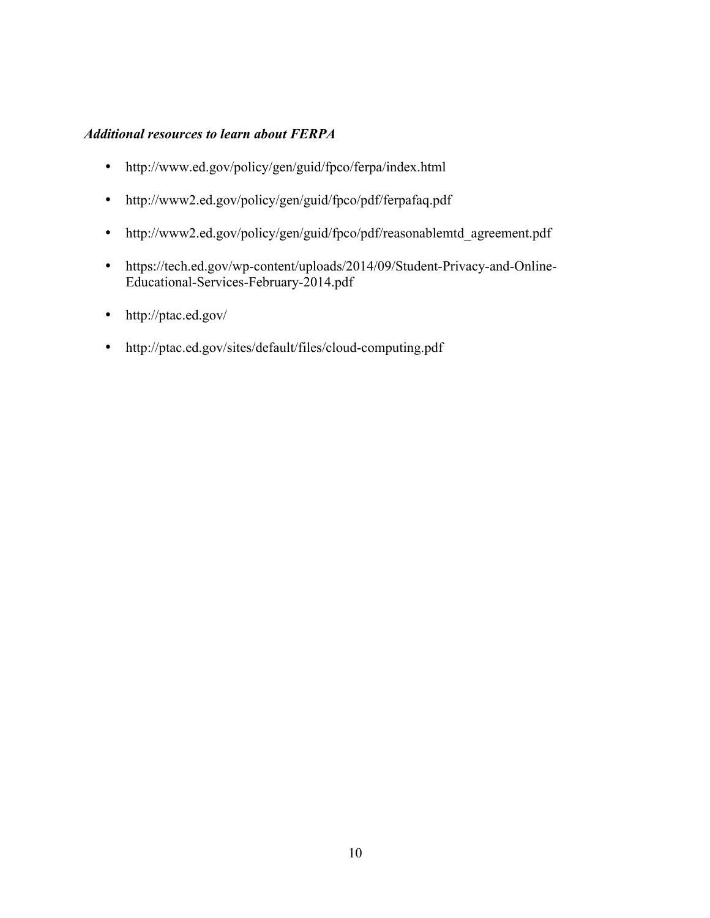***Additional resources to learn about FERPA***

- http://www.ed.gov/policy/gen/guid/fpco/ferpa/index.html
- http://www2.ed.gov/policy/gen/guid/fpco/pdf/ferpafaq.pdf
- http://www2.ed.gov/policy/gen/guid/fpco/pdf/reasonablemtd_agreement.pdf
- https://tech.ed.gov/wp-content/uploads/2014/09/Student-Privacy-and-Online-Educational-Services-February-2014.pdf
- http://ptac.ed.gov/
- http://ptac.ed.gov/sites/default/files/cloud-computing.pdf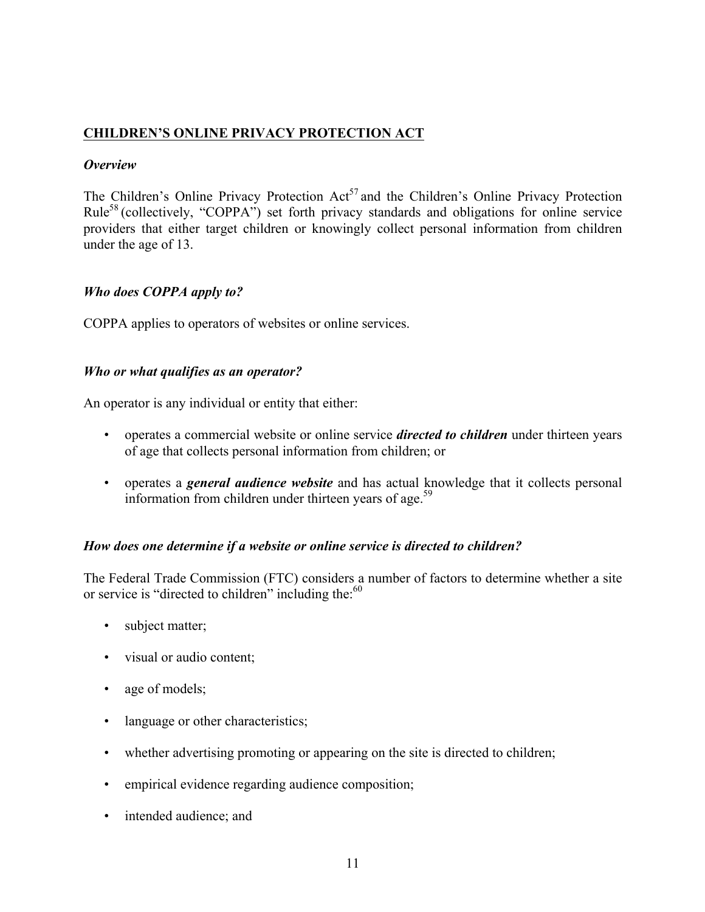## CHILDREN'S ONLINE PRIVACY PROTECTION ACT

### *Overview*

The Children's Online Privacy Protection Act[57] and the Children's Online Privacy Protection Rule[58] (collectively, "COPPA") set forth privacy standards and obligations for online service providers that either target children or knowingly collect personal information from children under the age of 13.

### *Who does COPPA apply to?*

COPPA applies to operators of websites or online services.

### *Who or what qualifies as an operator?*

An operator is any individual or entity that either:

- operates a commercial website or online service ***directed to children*** under thirteen years of age that collects personal information from children; or
- operates a ***general audience website*** and has actual knowledge that it collects personal information from children under thirteen years of age.[59]

### *How does one determine if a website or online service is directed to children?*

The Federal Trade Commission (FTC) considers a number of factors to determine whether a site or service is "directed to children" including the:[60]

- subject matter;
- visual or audio content;
- age of models;
- language or other characteristics;
- whether advertising promoting or appearing on the site is directed to children;
- empirical evidence regarding audience composition;
- intended audience; and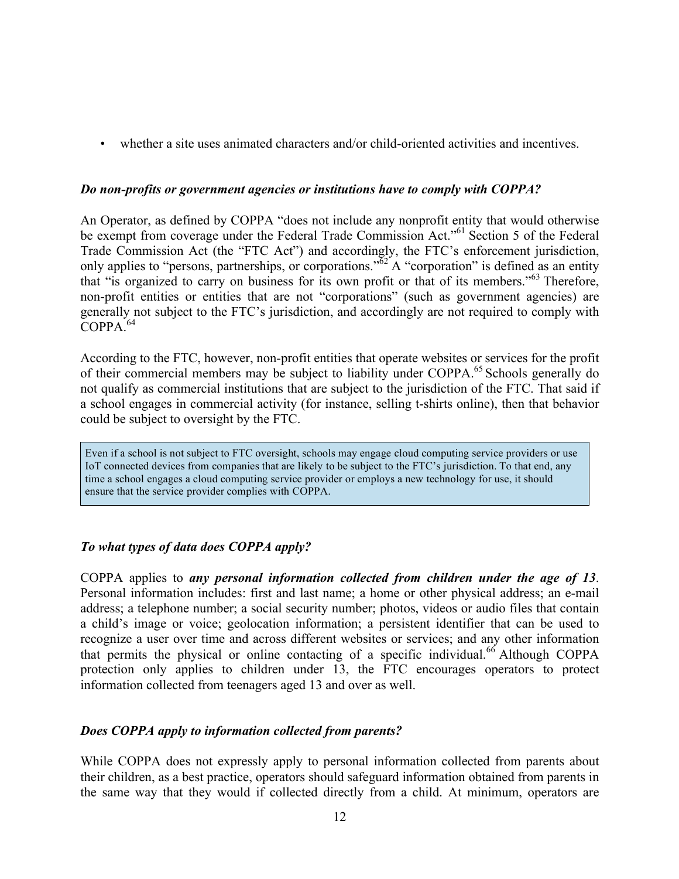- whether a site uses animated characters and/or child-oriented activities and incentives.

### *Do non-profits or government agencies or institutions have to comply with COPPA?*

An Operator, as defined by COPPA "does not include any nonprofit entity that would otherwise be exempt from coverage under the Federal Trade Commission Act."[61] Section 5 of the Federal Trade Commission Act (the "FTC Act") and accordingly, the FTC's enforcement jurisdiction, only applies to "persons, partnerships, or corporations."[62] A "corporation" is defined as an entity that "is organized to carry on business for its own profit or that of its members."[63] Therefore, non-profit entities or entities that are not "corporations" (such as government agencies) are generally not subject to the FTC's jurisdiction, and accordingly are not required to comply with COPPA.[64]

According to the FTC, however, non-profit entities that operate websites or services for the profit of their commercial members may be subject to liability under COPPA.[65] Schools generally do not qualify as commercial institutions that are subject to the jurisdiction of the FTC. That said if a school engages in commercial activity (for instance, selling t-shirts online), then that behavior could be subject to oversight by the FTC.

> Even if a school is not subject to FTC oversight, schools may engage cloud computing service providers or use IoT connected devices from companies that are likely to be subject to the FTC's jurisdiction. To that end, any time a school engages a cloud computing service provider or employs a new technology for use, it should ensure that the service provider complies with COPPA.

### *To what types of data does COPPA apply?*

COPPA applies to ***any personal information collected from children under the age of 13***. Personal information includes: first and last name; a home or other physical address; an e-mail address; a telephone number; a social security number; photos, videos or audio files that contain a child's image or voice; geolocation information; a persistent identifier that can be used to recognize a user over time and across different websites or services; and any other information that permits the physical or online contacting of a specific individual.[66] Although COPPA protection only applies to children under 13, the FTC encourages operators to protect information collected from teenagers aged 13 and over as well.

### *Does COPPA apply to information collected from parents?*

While COPPA does not expressly apply to personal information collected from parents about their children, as a best practice, operators should safeguard information obtained from parents in the same way that they would if collected directly from a child. At minimum, operators are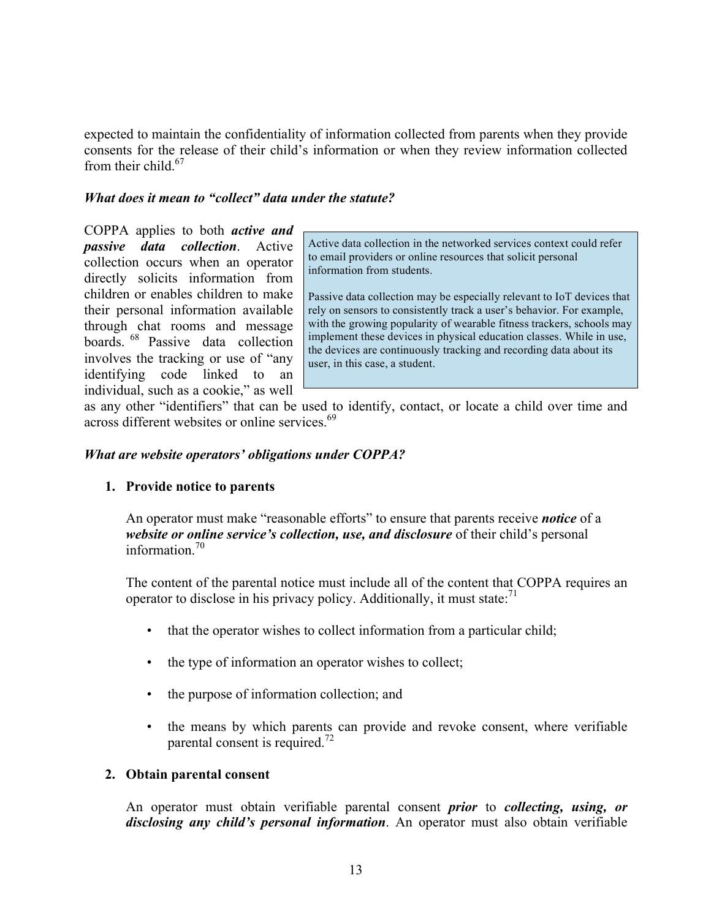expected to maintain the confidentiality of information collected from parents when they provide consents for the release of their child's information or when they review information collected from their child.[67]

***What does it mean to "collect" data under the statute?***

COPPA applies to both ***active and passive data collection***. Active collection occurs when an operator directly solicits information from children or enables children to make their personal information available through chat rooms and message boards.[68] Passive data collection involves the tracking or use of "any identifying code linked to an individual, such as a cookie," as well as any other "identifiers" that can be used to identify, contact, or locate a child over time and across different websites or online services.[69]

> Active data collection in the networked services context could refer to email providers or online resources that solicit personal information from students.
>
> Passive data collection may be especially relevant to IoT devices that rely on sensors to consistently track a user's behavior. For example, with the growing popularity of wearable fitness trackers, schools may implement these devices in physical education classes. While in use, the devices are continuously tracking and recording data about its user, in this case, a student.

***What are website operators' obligations under COPPA?***

**1. Provide notice to parents**

An operator must make "reasonable efforts" to ensure that parents receive ***notice*** of a ***website or online service's collection, use, and disclosure*** of their child's personal information.[70]

The content of the parental notice must include all of the content that COPPA requires an operator to disclose in his privacy policy. Additionally, it must state:[71]

- that the operator wishes to collect information from a particular child;
- the type of information an operator wishes to collect;
- the purpose of information collection; and
- the means by which parents can provide and revoke consent, where verifiable parental consent is required.[72]

**2. Obtain parental consent**

An operator must obtain verifiable parental consent ***prior*** to ***collecting, using, or disclosing any child's personal information***. An operator must also obtain verifiable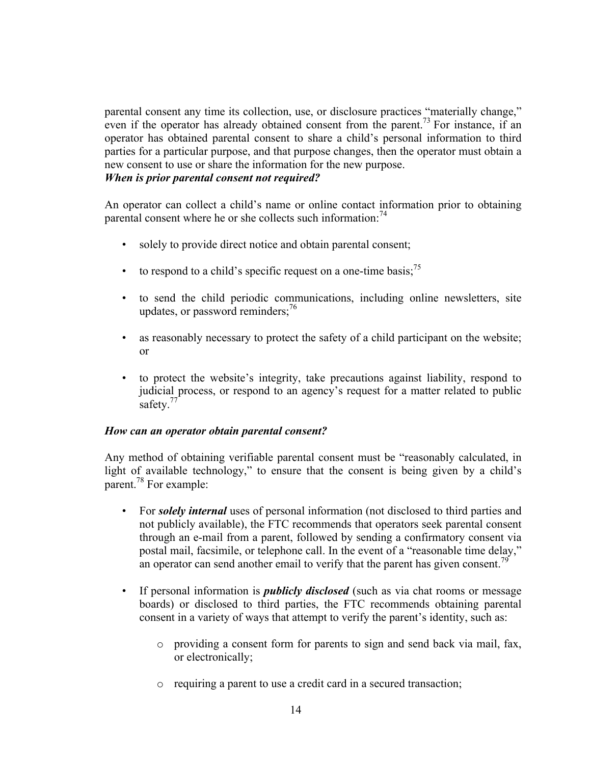parental consent any time its collection, use, or disclosure practices "materially change," even if the operator has already obtained consent from the parent.[73] For instance, if an operator has obtained parental consent to share a child's personal information to third parties for a particular purpose, and that purpose changes, then the operator must obtain a new consent to use or share the information for the new purpose.

***When is prior parental consent not required?***

An operator can collect a child's name or online contact information prior to obtaining parental consent where he or she collects such information:[74]

- solely to provide direct notice and obtain parental consent;
- to respond to a child's specific request on a one-time basis;[75]
- to send the child periodic communications, including online newsletters, site updates, or password reminders;[76]
- as reasonably necessary to protect the safety of a child participant on the website; or
- to protect the website's integrity, take precautions against liability, respond to judicial process, or respond to an agency's request for a matter related to public safety.[77]

***How can an operator obtain parental consent?***

Any method of obtaining verifiable parental consent must be "reasonably calculated, in light of available technology," to ensure that the consent is being given by a child's parent.[78] For example:

- For ***solely internal*** uses of personal information (not disclosed to third parties and not publicly available), the FTC recommends that operators seek parental consent through an e-mail from a parent, followed by sending a confirmatory consent via postal mail, facsimile, or telephone call. In the event of a "reasonable time delay," an operator can send another email to verify that the parent has given consent.[79]
- If personal information is ***publicly disclosed*** (such as via chat rooms or message boards) or disclosed to third parties, the FTC recommends obtaining parental consent in a variety of ways that attempt to verify the parent's identity, such as:
  - providing a consent form for parents to sign and send back via mail, fax, or electronically;
  - requiring a parent to use a credit card in a secured transaction;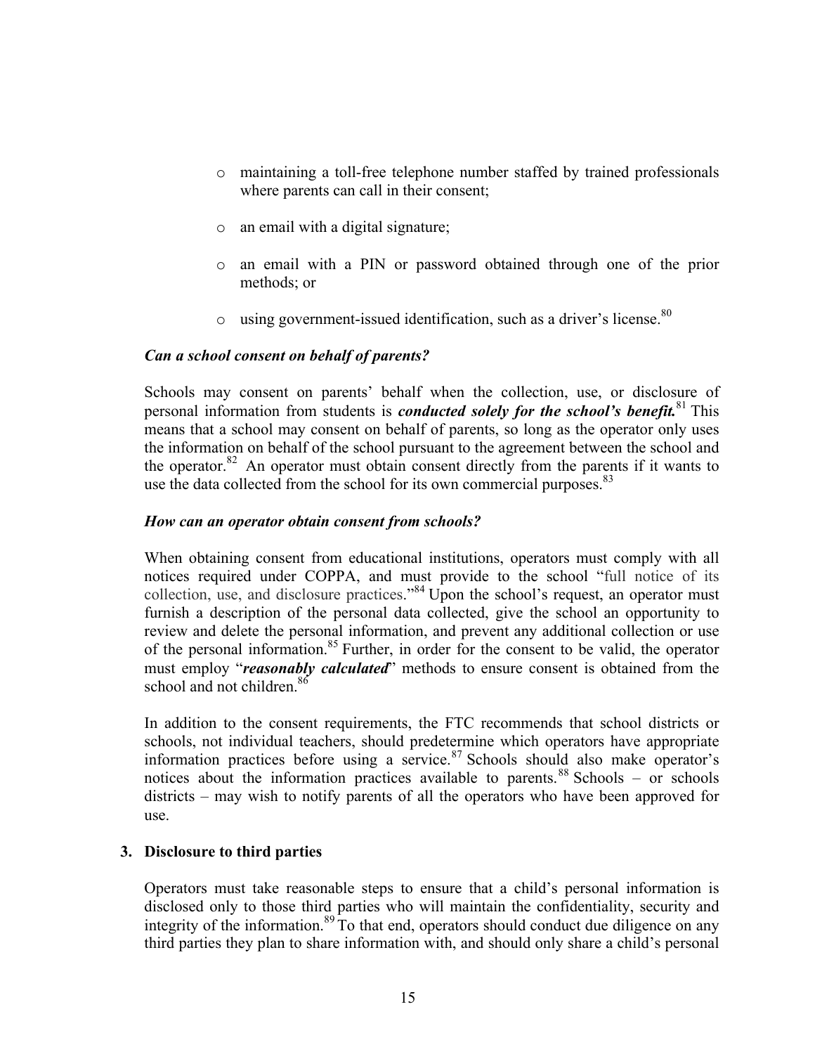- maintaining a toll-free telephone number staffed by trained professionals where parents can call in their consent;
- an email with a digital signature;
- an email with a PIN or password obtained through one of the prior methods; or
- using government-issued identification, such as a driver's license.[80]

***Can a school consent on behalf of parents?***

Schools may consent on parents' behalf when the collection, use, or disclosure of personal information from students is ***conducted solely for the school's benefit.***[81] This means that a school may consent on behalf of parents, so long as the operator only uses the information on behalf of the school pursuant to the agreement between the school and the operator.[82] An operator must obtain consent directly from the parents if it wants to use the data collected from the school for its own commercial purposes.[83]

***How can an operator obtain consent from schools?***

When obtaining consent from educational institutions, operators must comply with all notices required under COPPA, and must provide to the school "full notice of its collection, use, and disclosure practices."[84] Upon the school's request, an operator must furnish a description of the personal data collected, give the school an opportunity to review and delete the personal information, and prevent any additional collection or use of the personal information.[85] Further, in order for the consent to be valid, the operator must employ "***reasonably calculated***" methods to ensure consent is obtained from the school and not children.[86]

In addition to the consent requirements, the FTC recommends that school districts or schools, not individual teachers, should predetermine which operators have appropriate information practices before using a service.[87] Schools should also make operator's notices about the information practices available to parents.[88] Schools – or schools districts – may wish to notify parents of all the operators who have been approved for use.

### 3. Disclosure to third parties

Operators must take reasonable steps to ensure that a child's personal information is disclosed only to those third parties who will maintain the confidentiality, security and integrity of the information.[89] To that end, operators should conduct due diligence on any third parties they plan to share information with, and should only share a child's personal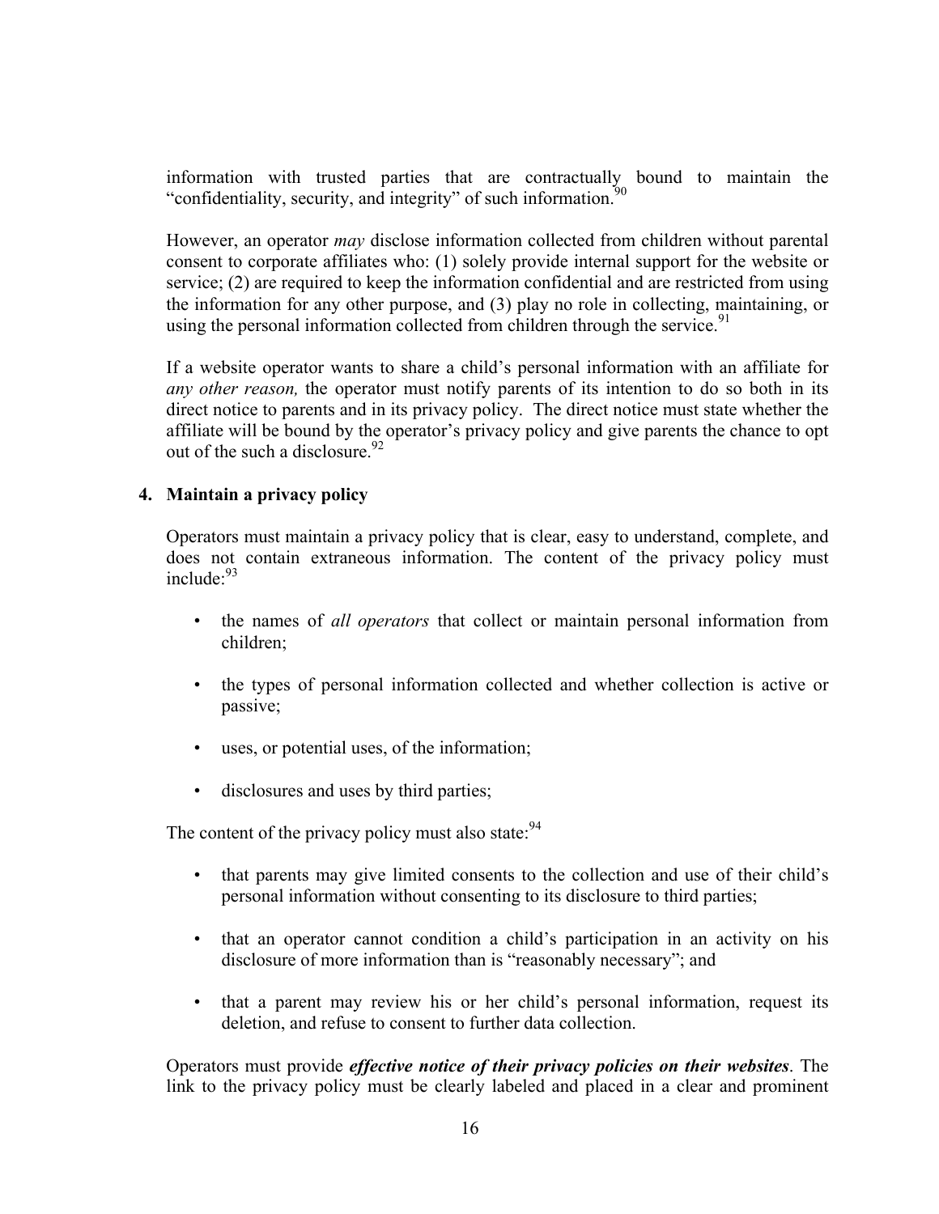information with trusted parties that are contractually bound to maintain the "confidentiality, security, and integrity" of such information.[90]

However, an operator *may* disclose information collected from children without parental consent to corporate affiliates who: (1) solely provide internal support for the website or service; (2) are required to keep the information confidential and are restricted from using the information for any other purpose, and (3) play no role in collecting, maintaining, or using the personal information collected from children through the service.[91]

If a website operator wants to share a child's personal information with an affiliate for *any other reason,* the operator must notify parents of its intention to do so both in its direct notice to parents and in its privacy policy. The direct notice must state whether the affiliate will be bound by the operator's privacy policy and give parents the chance to opt out of the such a disclosure.[92]

**4. Maintain a privacy policy**

Operators must maintain a privacy policy that is clear, easy to understand, complete, and does not contain extraneous information. The content of the privacy policy must include:[93]

- the names of *all operators* that collect or maintain personal information from children;
- the types of personal information collected and whether collection is active or passive;
- uses, or potential uses, of the information;
- disclosures and uses by third parties;

The content of the privacy policy must also state:[94]

- that parents may give limited consents to the collection and use of their child's personal information without consenting to its disclosure to third parties;
- that an operator cannot condition a child's participation in an activity on his disclosure of more information than is "reasonably necessary"; and
- that a parent may review his or her child's personal information, request its deletion, and refuse to consent to further data collection.

Operators must provide ***effective notice of their privacy policies on their websites***. The link to the privacy policy must be clearly labeled and placed in a clear and prominent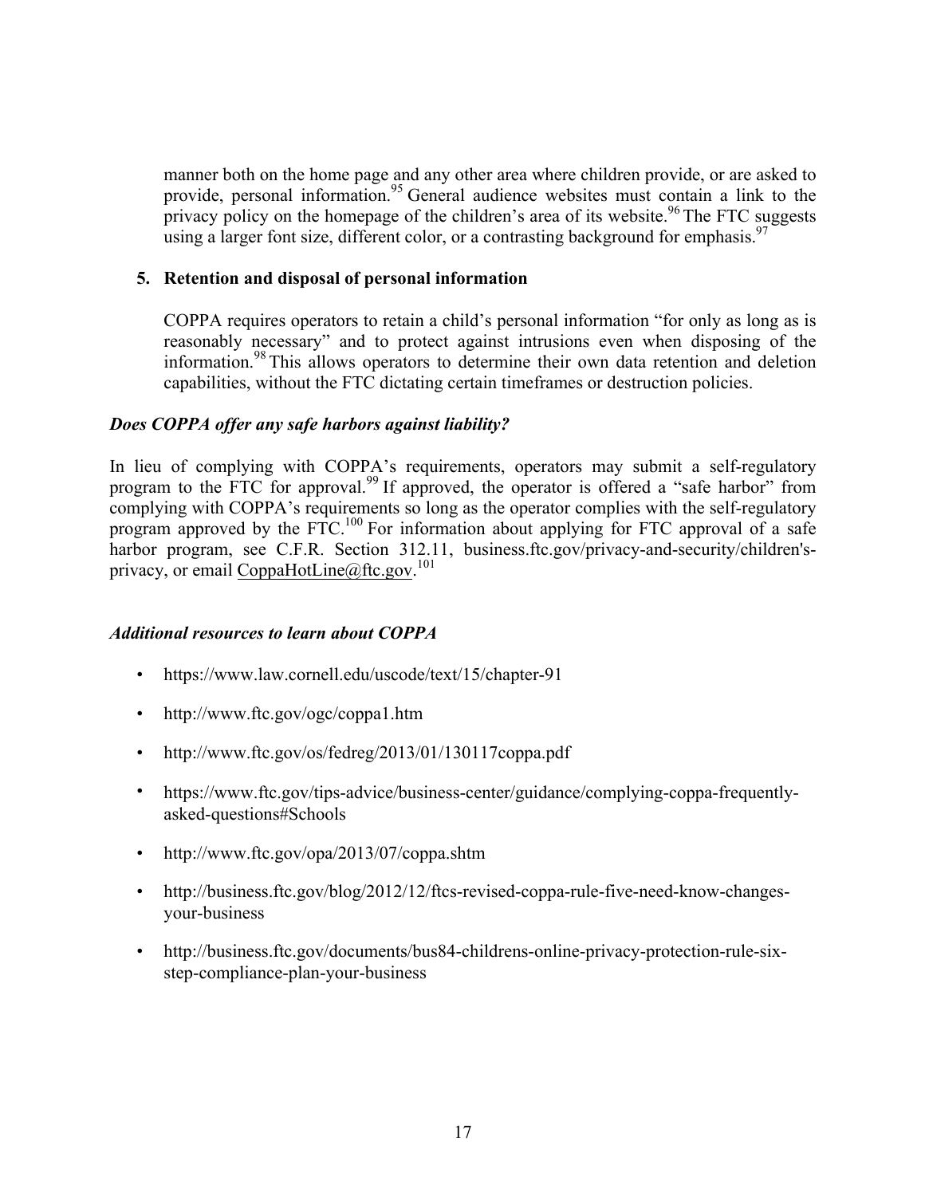manner both on the home page and any other area where children provide, or are asked to provide, personal information.[95] General audience websites must contain a link to the privacy policy on the homepage of the children's area of its website.[96] The FTC suggests using a larger font size, different color, or a contrasting background for emphasis.[97]

**5. Retention and disposal of personal information**

COPPA requires operators to retain a child's personal information "for only as long as is reasonably necessary" and to protect against intrusions even when disposing of the information.[98] This allows operators to determine their own data retention and deletion capabilities, without the FTC dictating certain timeframes or destruction policies.

***Does COPPA offer any safe harbors against liability?***

In lieu of complying with COPPA's requirements, operators may submit a self-regulatory program to the FTC for approval.[99] If approved, the operator is offered a "safe harbor" from complying with COPPA's requirements so long as the operator complies with the self-regulatory program approved by the FTC.[100] For information about applying for FTC approval of a safe harbor program, see C.F.R. Section 312.11, business.ftc.gov/privacy-and-security/children's-privacy, or email CoppaHotLine@ftc.gov.[101]

***Additional resources to learn about COPPA***

- https://www.law.cornell.edu/uscode/text/15/chapter-91
- http://www.ftc.gov/ogc/coppa1.htm
- http://www.ftc.gov/os/fedreg/2013/01/130117coppa.pdf
- https://www.ftc.gov/tips-advice/business-center/guidance/complying-coppa-frequently-asked-questions#Schools
- http://www.ftc.gov/opa/2013/07/coppa.shtm
- http://business.ftc.gov/blog/2012/12/ftcs-revised-coppa-rule-five-need-know-changes-your-business
- http://business.ftc.gov/documents/bus84-childrens-online-privacy-protection-rule-six-step-compliance-plan-your-business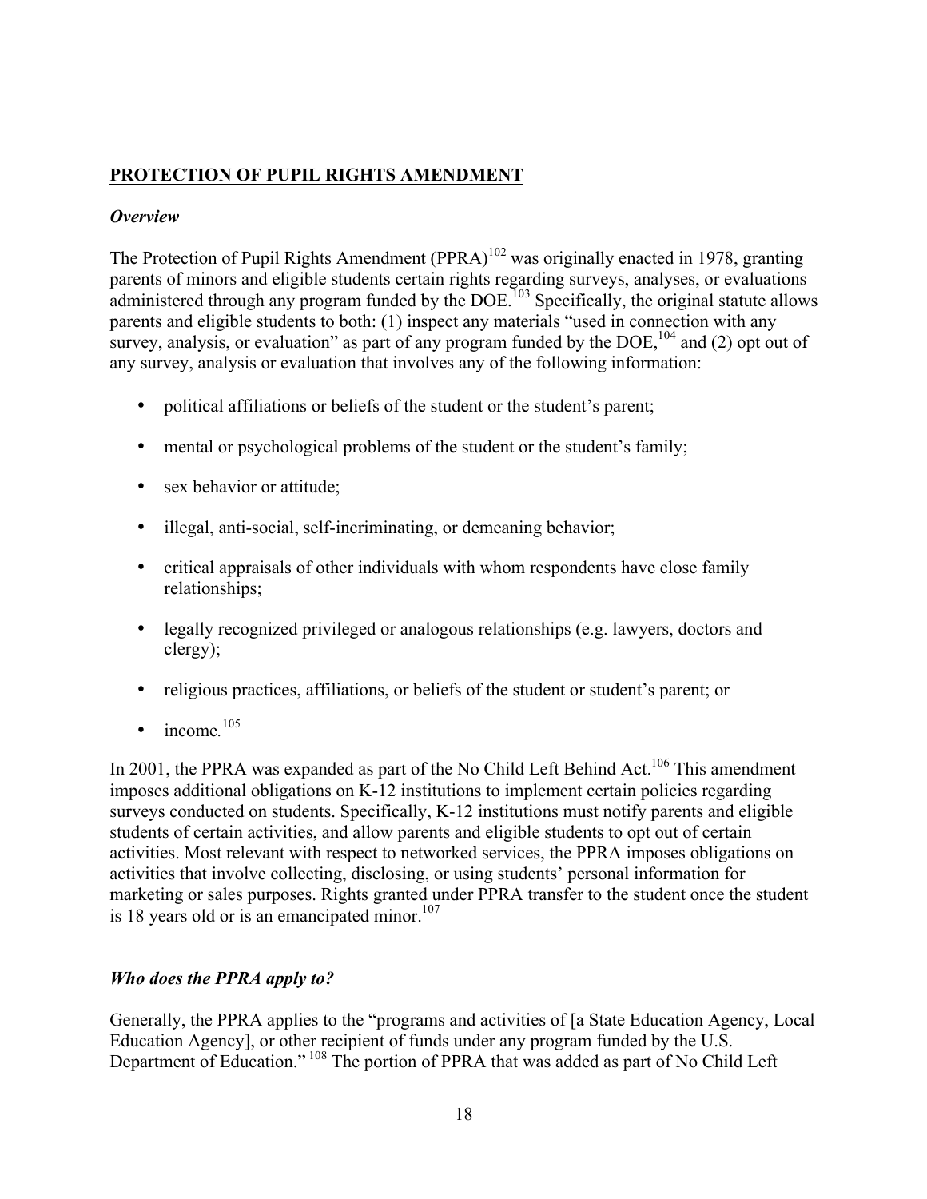## PROTECTION OF PUPIL RIGHTS AMENDMENT

### *Overview*

The Protection of Pupil Rights Amendment (PPRA)[102] was originally enacted in 1978, granting parents of minors and eligible students certain rights regarding surveys, analyses, or evaluations administered through any program funded by the DOE.[103] Specifically, the original statute allows parents and eligible students to both: (1) inspect any materials "used in connection with any survey, analysis, or evaluation" as part of any program funded by the DOE,[104] and (2) opt out of any survey, analysis or evaluation that involves any of the following information:

- political affiliations or beliefs of the student or the student's parent;
- mental or psychological problems of the student or the student's family;
- sex behavior or attitude;
- illegal, anti-social, self-incriminating, or demeaning behavior;
- critical appraisals of other individuals with whom respondents have close family relationships;
- legally recognized privileged or analogous relationships (e.g. lawyers, doctors and clergy);
- religious practices, affiliations, or beliefs of the student or student's parent; or
- income.[105]

In 2001, the PPRA was expanded as part of the No Child Left Behind Act.[106] This amendment imposes additional obligations on K-12 institutions to implement certain policies regarding surveys conducted on students. Specifically, K-12 institutions must notify parents and eligible students of certain activities, and allow parents and eligible students to opt out of certain activities. Most relevant with respect to networked services, the PPRA imposes obligations on activities that involve collecting, disclosing, or using students' personal information for marketing or sales purposes. Rights granted under PPRA transfer to the student once the student is 18 years old or is an emancipated minor.[107]

### *Who does the PPRA apply to?*

Generally, the PPRA applies to the "programs and activities of [a State Education Agency, Local Education Agency], or other recipient of funds under any program funded by the U.S. Department of Education."[108] The portion of PPRA that was added as part of No Child Left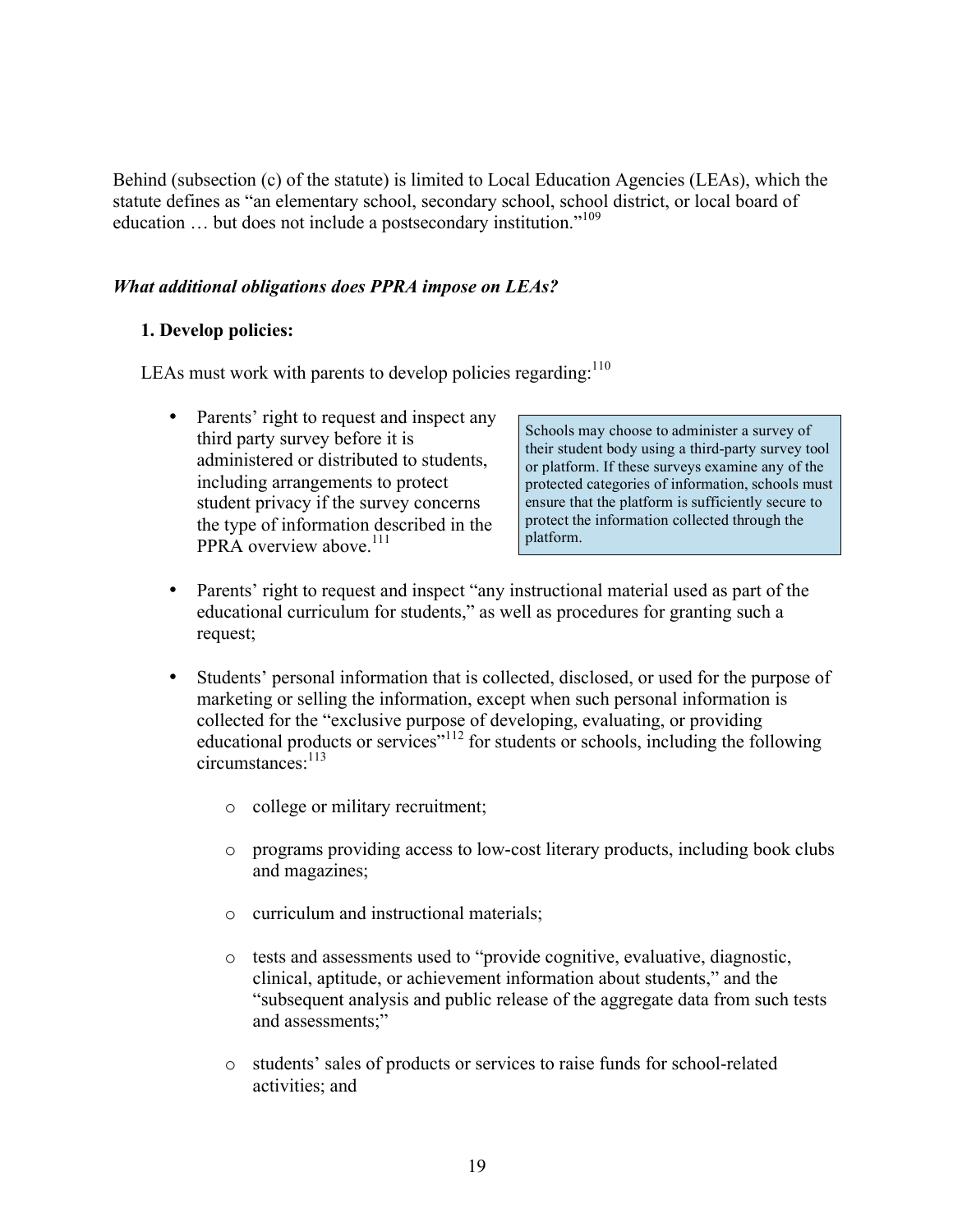Behind (subsection (c) of the statute) is limited to Local Education Agencies (LEAs), which the statute defines as "an elementary school, secondary school, school district, or local board of education … but does not include a postsecondary institution."[109]

### *What additional obligations does PPRA impose on LEAs?*

**1. Develop policies:**

LEAs must work with parents to develop policies regarding:[110]

- Parents' right to request and inspect any third party survey before it is administered or distributed to students, including arrangements to protect student privacy if the survey concerns the type of information described in the PPRA overview above.[111]

> Schools may choose to administer a survey of their student body using a third-party survey tool or platform. If these surveys examine any of the protected categories of information, schools must ensure that the platform is sufficiently secure to protect the information collected through the platform.

- Parents' right to request and inspect "any instructional material used as part of the educational curriculum for students," as well as procedures for granting such a request;

- Students' personal information that is collected, disclosed, or used for the purpose of marketing or selling the information, except when such personal information is collected for the "exclusive purpose of developing, evaluating, or providing educational products or services"[112] for students or schools, including the following circumstances:[113]

    - college or military recruitment;

    - programs providing access to low-cost literary products, including book clubs and magazines;

    - curriculum and instructional materials;

    - tests and assessments used to "provide cognitive, evaluative, diagnostic, clinical, aptitude, or achievement information about students," and the "subsequent analysis and public release of the aggregate data from such tests and assessments;"

    - students' sales of products or services to raise funds for school-related activities; and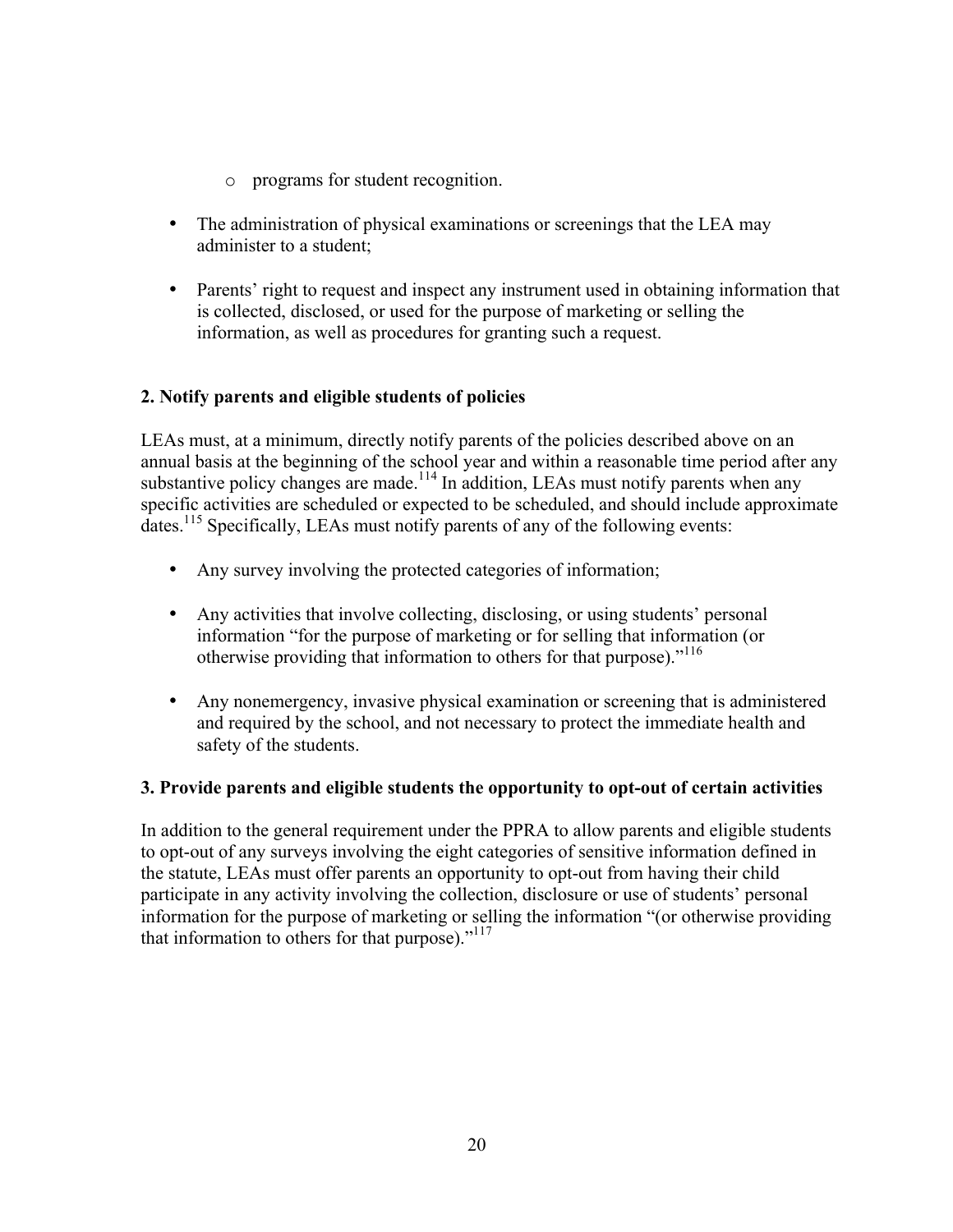- programs for student recognition.

- The administration of physical examinations or screenings that the LEA may administer to a student;

- Parents' right to request and inspect any instrument used in obtaining information that is collected, disclosed, or used for the purpose of marketing or selling the information, as well as procedures for granting such a request.

**2. Notify parents and eligible students of policies**

LEAs must, at a minimum, directly notify parents of the policies described above on an annual basis at the beginning of the school year and within a reasonable time period after any substantive policy changes are made.[114] In addition, LEAs must notify parents when any specific activities are scheduled or expected to be scheduled, and should include approximate dates.[115] Specifically, LEAs must notify parents of any of the following events:

- Any survey involving the protected categories of information;

- Any activities that involve collecting, disclosing, or using students' personal information "for the purpose of marketing or for selling that information (or otherwise providing that information to others for that purpose)."[116]

- Any nonemergency, invasive physical examination or screening that is administered and required by the school, and not necessary to protect the immediate health and safety of the students.

**3. Provide parents and eligible students the opportunity to opt-out of certain activities**

In addition to the general requirement under the PPRA to allow parents and eligible students to opt-out of any surveys involving the eight categories of sensitive information defined in the statute, LEAs must offer parents an opportunity to opt-out from having their child participate in any activity involving the collection, disclosure or use of students' personal information for the purpose of marketing or selling the information "(or otherwise providing that information to others for that purpose)."[117]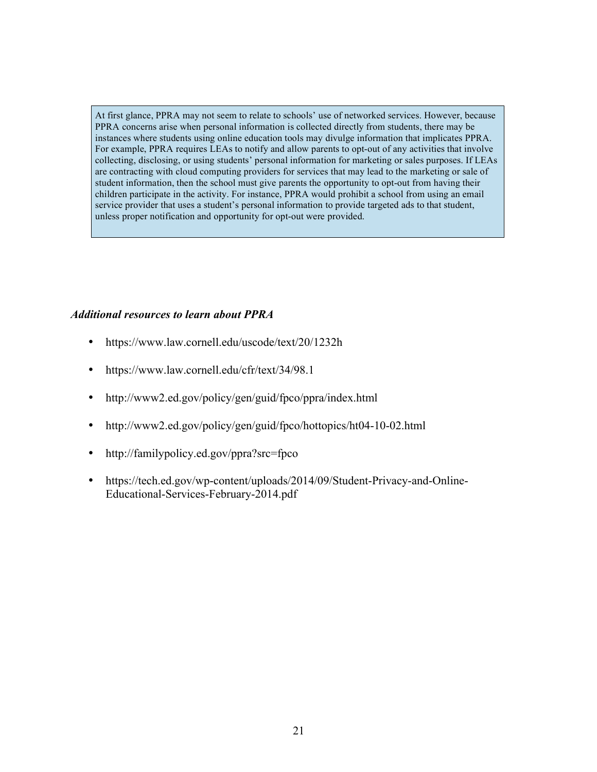> At first glance, PPRA may not seem to relate to schools' use of networked services. However, because PPRA concerns arise when personal information is collected directly from students, there may be instances where students using online education tools may divulge information that implicates PPRA. For example, PPRA requires LEAs to notify and allow parents to opt-out of any activities that involve collecting, disclosing, or using students' personal information for marketing or sales purposes. If LEAs are contracting with cloud computing providers for services that may lead to the marketing or sale of student information, then the school must give parents the opportunity to opt-out from having their children participate in the activity. For instance, PPRA would prohibit a school from using an email service provider that uses a student's personal information to provide targeted ads to that student, unless proper notification and opportunity for opt-out were provided.

***Additional resources to learn about PPRA***

- https://www.law.cornell.edu/uscode/text/20/1232h
- https://www.law.cornell.edu/cfr/text/34/98.1
- http://www2.ed.gov/policy/gen/guid/fpco/ppra/index.html
- http://www2.ed.gov/policy/gen/guid/fpco/hottopics/ht04-10-02.html
- http://familypolicy.ed.gov/ppra?src=fpco
- https://tech.ed.gov/wp-content/uploads/2014/09/Student-Privacy-and-Online-Educational-Services-February-2014.pdf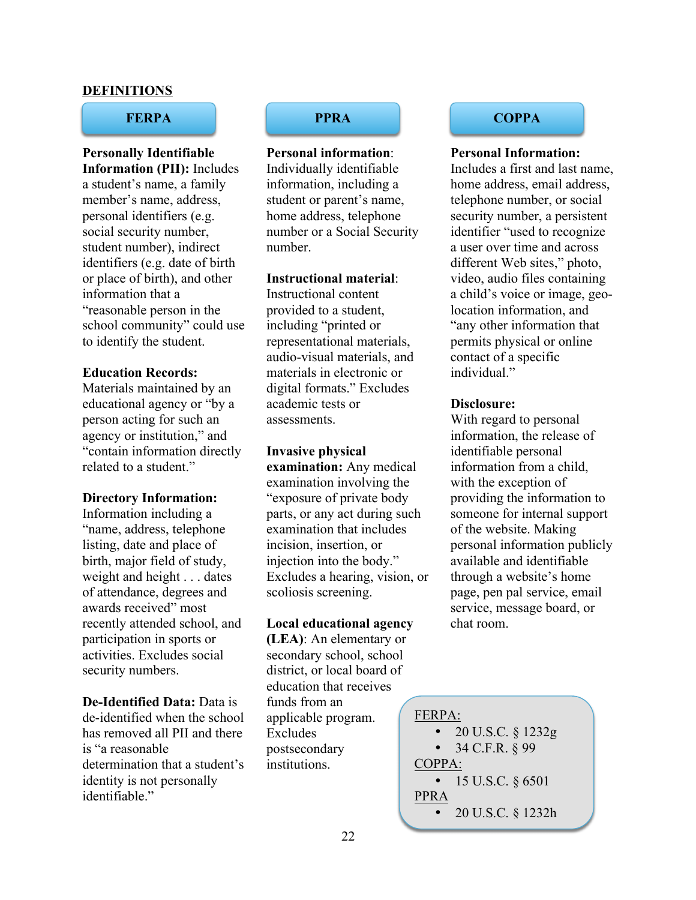## DEFINITIONS

### FERPA

**Personally Identifiable Information (PII):** Includes a student's name, a family member's name, address, personal identifiers (e.g. social security number, student number), indirect identifiers (e.g. date of birth or place of birth), and other information that a "reasonable person in the school community" could use to identify the student.

**Education Records:** Materials maintained by an educational agency or "by a person acting for such an agency or institution," and "contain information directly related to a student."

**Directory Information:** Information including a "name, address, telephone listing, date and place of birth, major field of study, weight and height . . . dates of attendance, degrees and awards received" most recently attended school, and participation in sports or activities. Excludes social security numbers.

**De-Identified Data:** Data is de-identified when the school has removed all PII and there is "a reasonable determination that a student's identity is not personally identifiable."

### PPRA

**Personal information**: Individually identifiable information, including a student or parent's name, home address, telephone number or a Social Security number.

**Instructional material**: Instructional content provided to a student, including "printed or representational materials, audio-visual materials, and materials in electronic or digital formats." Excludes academic tests or assessments.

**Invasive physical examination:** Any medical examination involving the "exposure of private body parts, or any act during such examination that includes incision, insertion, or injection into the body." Excludes a hearing, vision, or scoliosis screening.

**Local educational agency (LEA)**: An elementary or secondary school, school district, or local board of education that receives funds from an applicable program. Excludes postsecondary institutions.

### COPPA

**Personal Information:** Includes a first and last name, home address, email address, telephone number, or social security number, a persistent identifier "used to recognize a user over time and across different Web sites," photo, video, audio files containing a child's voice or image, geo-location information, and "any other information that permits physical or online contact of a specific individual."

**Disclosure:** With regard to personal information, the release of identifiable personal information from a child, with the exception of providing the information to someone for internal support of the website. Making personal information publicly available and identifiable through a website's home page, pen pal service, email service, message board, or chat room.

FERPA:
- 20 U.S.C. § 1232g
- 34 C.F.R. § 99

COPPA:
- 15 U.S.C. § 6501

PPRA
- 20 U.S.C. § 1232h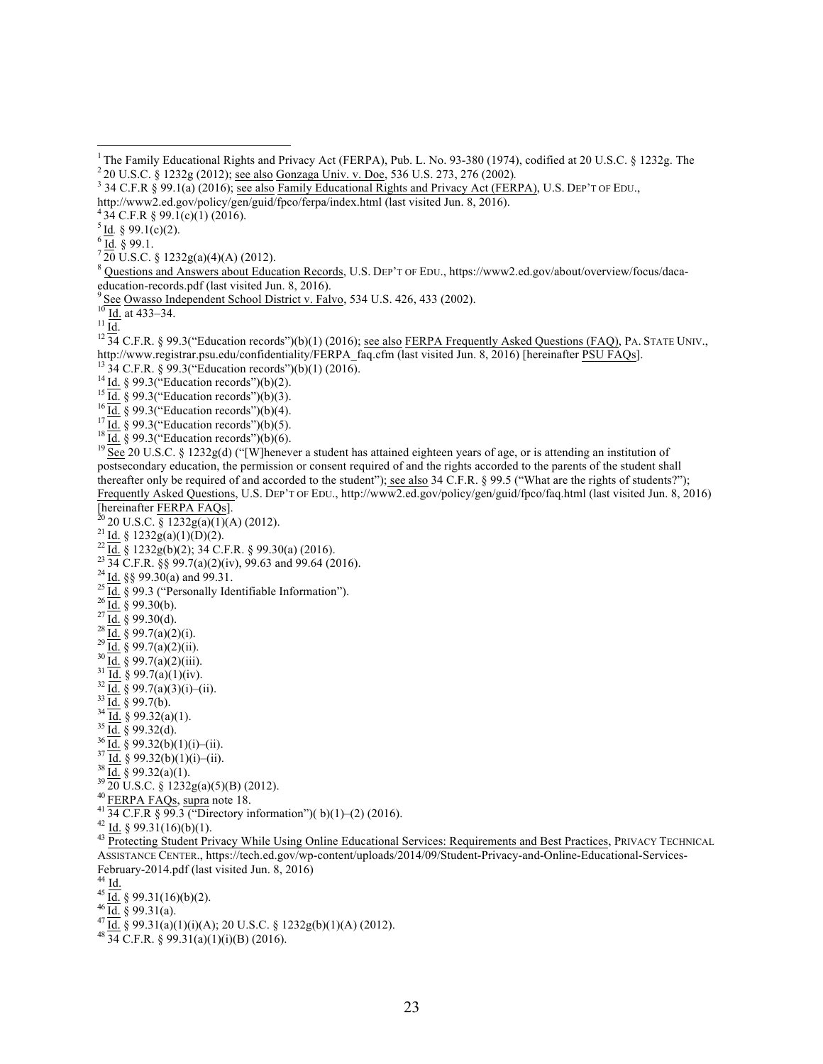[1] The Family Educational Rights and Privacy Act (FERPA), Pub. L. No. 93-380 (1974), codified at 20 U.S.C. § 1232g. The

[2] 20 U.S.C. § 1232g (2012); see also Gonzaga Univ. v. Doe, 536 U.S. 273, 276 (2002).

[3] 34 C.F.R § 99.1(a) (2016); see also Family Educational Rights and Privacy Act (FERPA), U.S. DEP'T OF EDU., http://www2.ed.gov/policy/gen/guid/fpco/ferpa/index.html (last visited Jun. 8, 2016).

[4] 34 C.F.R § 99.1(c)(1) (2016).

[5] Id. § 99.1(c)(2).

[6] Id. § 99.1.

[7] 20 U.S.C. § 1232g(a)(4)(A) (2012).

[8] Questions and Answers about Education Records, U.S. DEP'T OF EDU., https://www2.ed.gov/about/overview/focus/daca-education-records.pdf (last visited Jun. 8, 2016).

[9] See Owasso Independent School District v. Falvo, 534 U.S. 426, 433 (2002).

[10] Id. at 433–34.

[11] Id.

[12] 34 C.F.R. § 99.3("Education records")(b)(1) (2016); see also FERPA Frequently Asked Questions (FAQ), PA. STATE UNIV., http://www.registrar.psu.edu/confidentiality/FERPA_faq.cfm (last visited Jun. 8, 2016) [hereinafter PSU FAQs].

[13] 34 C.F.R. § 99.3("Education records")(b)(1) (2016).

[14] Id. § 99.3("Education records")(b)(2).

[15] Id. § 99.3("Education records")(b)(3).

[16] Id. § 99.3("Education records")(b)(4).

[17] Id. § 99.3("Education records")(b)(5).

[18] Id. § 99.3("Education records")(b)(6).

[19] See 20 U.S.C. § 1232g(d) ("[W]henever a student has attained eighteen years of age, or is attending an institution of postsecondary education, the permission or consent required of and the rights accorded to the parents of the student shall thereafter only be required of and accorded to the student"); see also 34 C.F.R. § 99.5 ("What are the rights of students?"); Frequently Asked Questions, U.S. DEP'T OF EDU., http://www2.ed.gov/policy/gen/guid/fpco/faq.html (last visited Jun. 8, 2016) [hereinafter FERPA FAQs].

[20] 20 U.S.C. § 1232g(a)(1)(A) (2012).

[21] Id. § 1232g(a)(1)(D)(2).

[22] Id. § 1232g(b)(2); 34 C.F.R. § 99.30(a) (2016).

[23] 34 C.F.R. §§ 99.7(a)(2)(iv), 99.63 and 99.64 (2016).

[24] Id. §§ 99.30(a) and 99.31.

[25] Id. § 99.3 ("Personally Identifiable Information").

[26] Id. § 99.30(b).

[27] Id. § 99.30(d).

[28] Id. § 99.7(a)(2)(i).

[29] Id. § 99.7(a)(2)(ii).

[30] Id. § 99.7(a)(2)(iii).

[31] Id. § 99.7(a)(1)(iv).

[32] Id. § 99.7(a)(3)(i)–(ii).

[33] Id. § 99.7(b).

[34] Id. § 99.32(a)(1).

[35] Id. § 99.32(d).

[36] Id. § 99.32(b)(1)(i)–(ii).

[37] Id. § 99.32(b)(1)(i)–(ii).

[38] Id. § 99.32(a)(1).

[39] 20 U.S.C. § 1232g(a)(5)(B) (2012).

[40] FERPA FAQs, supra note 18.

[41] 34 C.F.R § 99.3 ("Directory information")( b)(1)–(2) (2016).

[42] Id. § 99.31(16)(b)(1).

[43] Protecting Student Privacy While Using Online Educational Services: Requirements and Best Practices, PRIVACY TECHNICAL ASSISTANCE CENTER., https://tech.ed.gov/wp-content/uploads/2014/09/Student-Privacy-and-Online-Educational-Services-February-2014.pdf (last visited Jun. 8, 2016)

[44] Id.

[45] Id. § 99.31(16)(b)(2).

[46] Id. § 99.31(a).

[47] Id. § 99.31(a)(1)(i)(A); 20 U.S.C. § 1232g(b)(1)(A) (2012).

[48] 34 C.F.R. § 99.31(a)(1)(i)(B) (2016).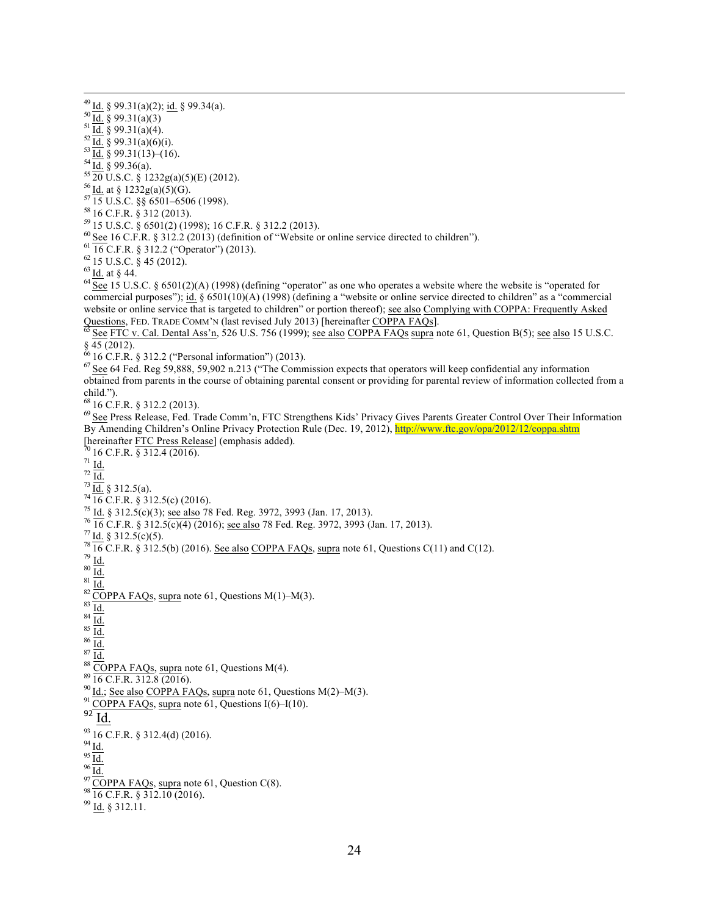[49] Id. § 99.31(a)(2); id. § 99.34(a).
[50] Id. § 99.31(a)(3)
[51] Id. § 99.31(a)(4).
[52] Id. § 99.31(a)(6)(i).
[53] Id. § 99.31(13)–(16).
[54] Id. § 99.36(a).
[55] 20 U.S.C. § 1232g(a)(5)(E) (2012).
[56] Id. at § 1232g(a)(5)(G).
[57] 15 U.S.C. §§ 6501–6506 (1998).
[58] 16 C.F.R. § 312 (2013).
[59] 15 U.S.C. § 6501(2) (1998); 16 C.F.R. § 312.2 (2013).
[60] See 16 C.F.R. § 312.2 (2013) (definition of "Website or online service directed to children").
[61] 16 C.F.R. § 312.2 ("Operator") (2013).
[62] 15 U.S.C. § 45 (2012).
[63] Id. at § 44.
[64] See 15 U.S.C. § 6501(2)(A) (1998) (defining "operator" as one who operates a website where the website is "operated for commercial purposes"); id. § 6501(10)(A) (1998) (defining a "website or online service directed to children" as a "commercial website or online service that is targeted to children" or portion thereof); see also Complying with COPPA: Frequently Asked Questions, FED. TRADE COMM'N (last revised July 2013) [hereinafter COPPA FAQs].
[65] See FTC v. Cal. Dental Ass'n, 526 U.S. 756 (1999); see also COPPA FAQs supra note 61, Question B(5); see also 15 U.S.C. § 45 (2012).
[66] 16 C.F.R. § 312.2 ("Personal information") (2013).
[67] See 64 Fed. Reg 59,888, 59,902 n.213 ("The Commission expects that operators will keep confidential any information obtained from parents in the course of obtaining parental consent or providing for parental review of information collected from a child.").
[68] 16 C.F.R. § 312.2 (2013).
[69] See Press Release, Fed. Trade Comm'n, FTC Strengthens Kids' Privacy Gives Parents Greater Control Over Their Information By Amending Children's Online Privacy Protection Rule (Dec. 19, 2012), http://www.ftc.gov/opa/2012/12/coppa.shtm [hereinafter FTC Press Release] (emphasis added).
[70] 16 C.F.R. § 312.4 (2016).
[71] Id.
[72] Id.
[73] Id. § 312.5(a).
[74] 16 C.F.R. § 312.5(c) (2016).
[75] Id. § 312.5(c)(3); see also 78 Fed. Reg. 3972, 3993 (Jan. 17, 2013).
[76] 16 C.F.R. § 312.5(c)(4) (2016); see also 78 Fed. Reg. 3972, 3993 (Jan. 17, 2013).
[77] Id. § 312.5(c)(5).
[78] 16 C.F.R. § 312.5(b) (2016). See also COPPA FAQs, supra note 61, Questions C(11) and C(12).
[79] Id.
[80] Id.
[81] Id.
[82] COPPA FAQs, supra note 61, Questions M(1)–M(3).
[83] Id.
[84] Id.
[85] Id.
[86] Id.
[87] Id.
[88] COPPA FAQs, supra note 61, Questions M(4).
[89] 16 C.F.R. 312.8 (2016).
[90] Id.; See also COPPA FAQs, supra note 61, Questions M(2)–M(3).
[91] COPPA FAQs, supra note 61, Questions I(6)–I(10).
[92] Id.
[93] 16 C.F.R. § 312.4(d) (2016).
[94] Id.
[95] Id.
[96] Id.
[97] COPPA FAQs, supra note 61, Question C(8).
[98] 16 C.F.R. § 312.10 (2016).
[99] Id. § 312.11.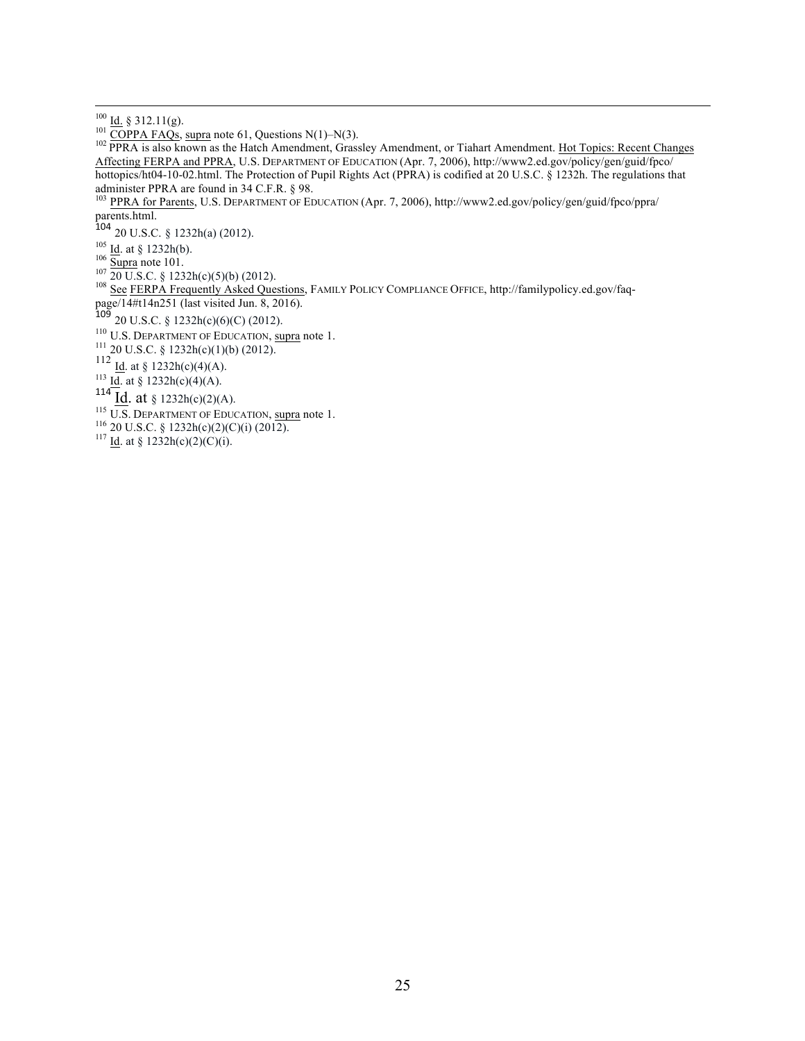[100] Id. § 312.11(g).

[101] COPPA FAQs, supra note 61, Questions N(1)–N(3).

[102] PPRA is also known as the Hatch Amendment, Grassley Amendment, or Tiahart Amendment. Hot Topics: Recent Changes Affecting FERPA and PPRA, U.S. DEPARTMENT OF EDUCATION (Apr. 7, 2006), http://www2.ed.gov/policy/gen/guid/fpco/hottopics/ht04-10-02.html. The Protection of Pupil Rights Act (PPRA) is codified at 20 U.S.C. § 1232h. The regulations that administer PPRA are found in 34 C.F.R. § 98.

[103] PPRA for Parents, U.S. DEPARTMENT OF EDUCATION (Apr. 7, 2006), http://www2.ed.gov/policy/gen/guid/fpco/ppra/parents.html.

[104] 20 U.S.C. § 1232h(a) (2012).

[105] Id. at § 1232h(b).

[106] Supra note 101.

[107] 20 U.S.C. § 1232h(c)(5)(b) (2012).

[108] See FERPA Frequently Asked Questions, FAMILY POLICY COMPLIANCE OFFICE, http://familypolicy.ed.gov/faq-page/14#t14n251 (last visited Jun. 8, 2016).

[109] 20 U.S.C. § 1232h(c)(6)(C) (2012).

[110] U.S. DEPARTMENT OF EDUCATION, supra note 1.

[111] 20 U.S.C. § 1232h(c)(1)(b) (2012).

[112] Id. at § 1232h(c)(4)(A).

[113] Id. at § 1232h(c)(4)(A).

[114] Id. at § 1232h(c)(2)(A).

[115] U.S. DEPARTMENT OF EDUCATION, supra note 1.

[116] 20 U.S.C. § 1232h(c)(2)(C)(i) (2012).

[117] Id. at § 1232h(c)(2)(C)(i).